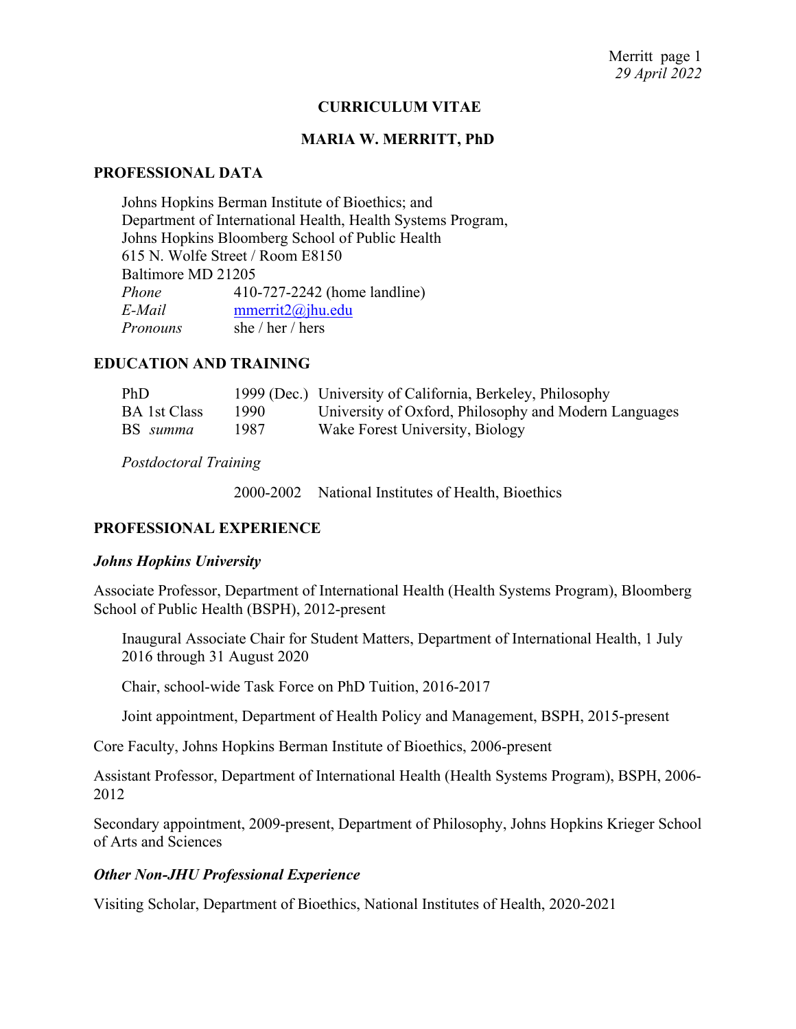# CURRICULUM VITAE

## MARIA W. MERRITT, PhD

### PROFESSIONAL DATA

Johns Hopkins Berman Institute of Bioethics; and
Department of International Health, Health Systems Program,
Johns Hopkins Bloomberg School of Public Health
615 N. Wolfe Street / Room E8150
Baltimore MD 21205

| | |
|---|---|
| *Phone* | 410-727-2242 (home landline) |
| *E-Mail* | mmerrit2@jhu.edu |
| *Pronouns* | she / her / hers |

### EDUCATION AND TRAINING

| | | |
|---|---|---|
| PhD | 1999 (Dec.) | University of California, Berkeley, Philosophy |
| BA 1st Class | 1990 | University of Oxford, Philosophy and Modern Languages |
| BS *summa* | 1987 | Wake Forest University, Biology |

*Postdoctoral Training*

2000-2002 National Institutes of Health, Bioethics

### PROFESSIONAL EXPERIENCE

***Johns Hopkins University***

Associate Professor, Department of International Health (Health Systems Program), Bloomberg School of Public Health (BSPH), 2012-present

Inaugural Associate Chair for Student Matters, Department of International Health, 1 July 2016 through 31 August 2020

Chair, school-wide Task Force on PhD Tuition, 2016-2017

Joint appointment, Department of Health Policy and Management, BSPH, 2015-present

Core Faculty, Johns Hopkins Berman Institute of Bioethics, 2006-present

Assistant Professor, Department of International Health (Health Systems Program), BSPH, 2006-2012

Secondary appointment, 2009-present, Department of Philosophy, Johns Hopkins Krieger School of Arts and Sciences

***Other Non-JHU Professional Experience***

Visiting Scholar, Department of Bioethics, National Institutes of Health, 2020-2021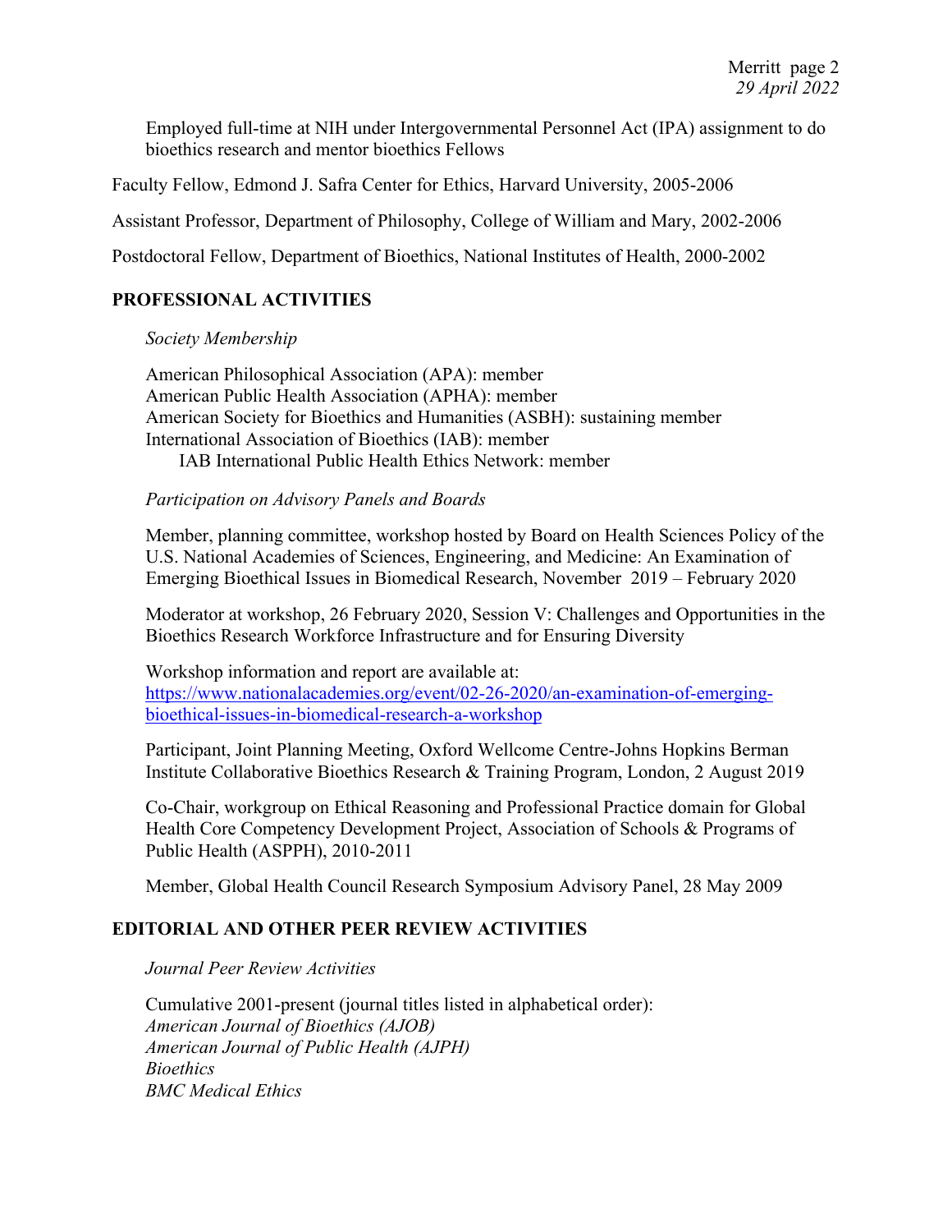Employed full-time at NIH under Intergovernmental Personnel Act (IPA) assignment to do bioethics research and mentor bioethics Fellows

Faculty Fellow, Edmond J. Safra Center for Ethics, Harvard University, 2005-2006

Assistant Professor, Department of Philosophy, College of William and Mary, 2002-2006

Postdoctoral Fellow, Department of Bioethics, National Institutes of Health, 2000-2002

## PROFESSIONAL ACTIVITIES

*Society Membership*

American Philosophical Association (APA): member
American Public Health Association (APHA): member
American Society for Bioethics and Humanities (ASBH): sustaining member
International Association of Bioethics (IAB): member
    IAB International Public Health Ethics Network: member

*Participation on Advisory Panels and Boards*

Member, planning committee, workshop hosted by Board on Health Sciences Policy of the U.S. National Academies of Sciences, Engineering, and Medicine: An Examination of Emerging Bioethical Issues in Biomedical Research, November 2019 – February 2020

Moderator at workshop, 26 February 2020, Session V: Challenges and Opportunities in the Bioethics Research Workforce Infrastructure and for Ensuring Diversity

Workshop information and report are available at:
https://www.nationalacademies.org/event/02-26-2020/an-examination-of-emerging-bioethical-issues-in-biomedical-research-a-workshop

Participant, Joint Planning Meeting, Oxford Wellcome Centre-Johns Hopkins Berman Institute Collaborative Bioethics Research & Training Program, London, 2 August 2019

Co-Chair, workgroup on Ethical Reasoning and Professional Practice domain for Global Health Core Competency Development Project, Association of Schools & Programs of Public Health (ASPPH), 2010-2011

Member, Global Health Council Research Symposium Advisory Panel, 28 May 2009

## EDITORIAL AND OTHER PEER REVIEW ACTIVITIES

*Journal Peer Review Activities*

Cumulative 2001-present (journal titles listed in alphabetical order):
*American Journal of Bioethics (AJOB)*
*American Journal of Public Health (AJPH)*
*Bioethics*
*BMC Medical Ethics*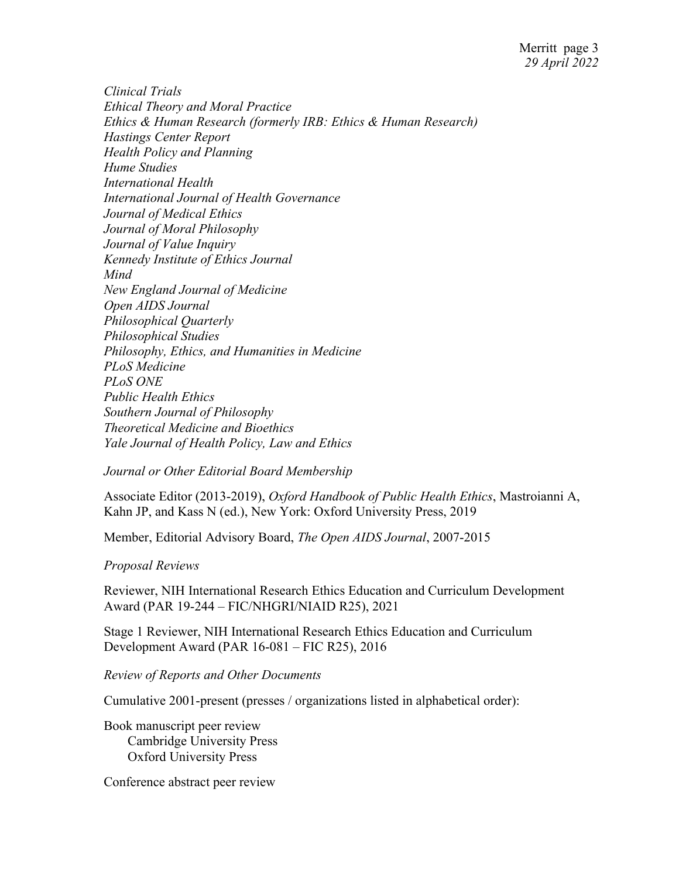*Clinical Trials*
*Ethical Theory and Moral Practice*
*Ethics & Human Research (formerly IRB: Ethics & Human Research)*
*Hastings Center Report*
*Health Policy and Planning*
*Hume Studies*
*International Health*
*International Journal of Health Governance*
*Journal of Medical Ethics*
*Journal of Moral Philosophy*
*Journal of Value Inquiry*
*Kennedy Institute of Ethics Journal*
*Mind*
*New England Journal of Medicine*
*Open AIDS Journal*
*Philosophical Quarterly*
*Philosophical Studies*
*Philosophy, Ethics, and Humanities in Medicine*
*PLoS Medicine*
*PLoS ONE*
*Public Health Ethics*
*Southern Journal of Philosophy*
*Theoretical Medicine and Bioethics*
*Yale Journal of Health Policy, Law and Ethics*

*Journal or Other Editorial Board Membership*

Associate Editor (2013-2019), *Oxford Handbook of Public Health Ethics*, Mastroianni A, Kahn JP, and Kass N (ed.), New York: Oxford University Press, 2019

Member, Editorial Advisory Board, *The Open AIDS Journal*, 2007-2015

*Proposal Reviews*

Reviewer, NIH International Research Ethics Education and Curriculum Development Award (PAR 19-244 – FIC/NHGRI/NIAID R25), 2021

Stage 1 Reviewer, NIH International Research Ethics Education and Curriculum Development Award (PAR 16-081 – FIC R25), 2016

*Review of Reports and Other Documents*

Cumulative 2001-present (presses / organizations listed in alphabetical order):

Book manuscript peer review
- Cambridge University Press
- Oxford University Press

Conference abstract peer review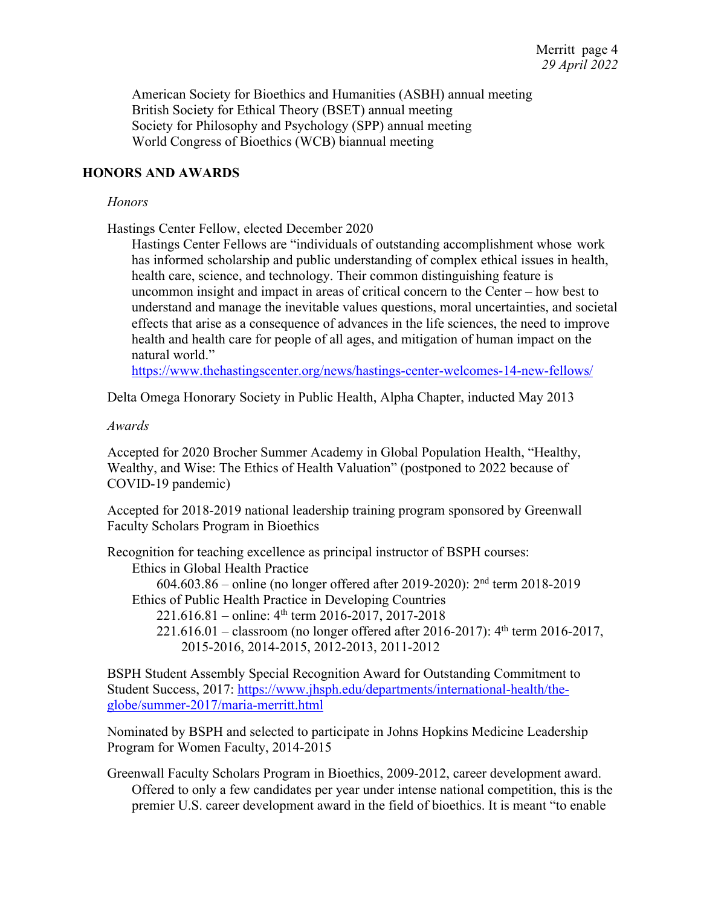American Society for Bioethics and Humanities (ASBH) annual meeting
British Society for Ethical Theory (BSET) annual meeting
Society for Philosophy and Psychology (SPP) annual meeting
World Congress of Bioethics (WCB) biannual meeting

## HONORS AND AWARDS

*Honors*

Hastings Center Fellow, elected December 2020

Hastings Center Fellows are "individuals of outstanding accomplishment whose work has informed scholarship and public understanding of complex ethical issues in health, health care, science, and technology. Their common distinguishing feature is uncommon insight and impact in areas of critical concern to the Center – how best to understand and manage the inevitable values questions, moral uncertainties, and societal effects that arise as a consequence of advances in the life sciences, the need to improve health and health care for people of all ages, and mitigation of human impact on the natural world."
https://www.thehastingscenter.org/news/hastings-center-welcomes-14-new-fellows/

Delta Omega Honorary Society in Public Health, Alpha Chapter, inducted May 2013

*Awards*

Accepted for 2020 Brocher Summer Academy in Global Population Health, "Healthy, Wealthy, and Wise: The Ethics of Health Valuation" (postponed to 2022 because of COVID-19 pandemic)

Accepted for 2018-2019 national leadership training program sponsored by Greenwall Faculty Scholars Program in Bioethics

Recognition for teaching excellence as principal instructor of BSPH courses:

- Ethics in Global Health Practice
  - 604.603.86 – online (no longer offered after 2019-2020): 2nd term 2018-2019
- Ethics of Public Health Practice in Developing Countries
  - 221.616.81 – online: 4th term 2016-2017, 2017-2018
  - 221.616.01 – classroom (no longer offered after 2016-2017): 4th term 2016-2017, 2015-2016, 2014-2015, 2012-2013, 2011-2012

BSPH Student Assembly Special Recognition Award for Outstanding Commitment to Student Success, 2017: https://www.jhsph.edu/departments/international-health/the-globe/summer-2017/maria-merritt.html

Nominated by BSPH and selected to participate in Johns Hopkins Medicine Leadership Program for Women Faculty, 2014-2015

Greenwall Faculty Scholars Program in Bioethics, 2009-2012, career development award. Offered to only a few candidates per year under intense national competition, this is the premier U.S. career development award in the field of bioethics. It is meant "to enable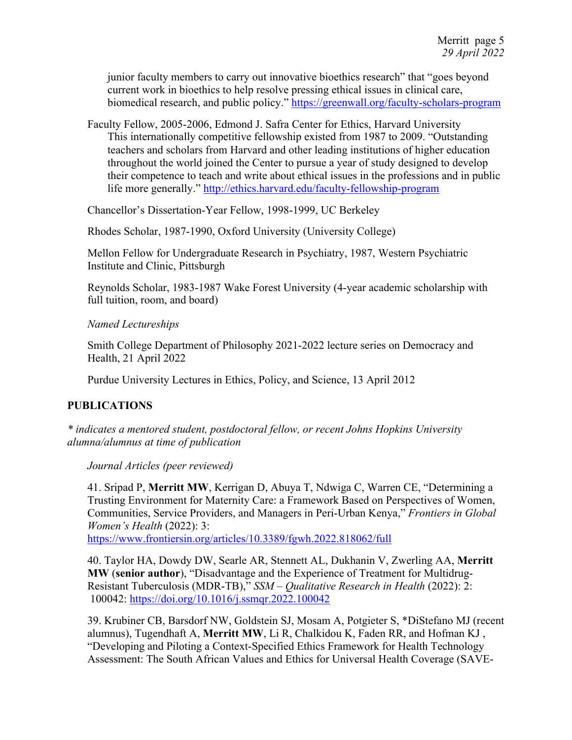junior faculty members to carry out innovative bioethics research" that "goes beyond current work in bioethics to help resolve pressing ethical issues in clinical care, biomedical research, and public policy." https://greenwall.org/faculty-scholars-program

Faculty Fellow, 2005-2006, Edmond J. Safra Center for Ethics, Harvard University
This internationally competitive fellowship existed from 1987 to 2009. "Outstanding teachers and scholars from Harvard and other leading institutions of higher education throughout the world joined the Center to pursue a year of study designed to develop their competence to teach and write about ethical issues in the professions and in public life more generally." http://ethics.harvard.edu/faculty-fellowship-program

Chancellor's Dissertation-Year Fellow, 1998-1999, UC Berkeley

Rhodes Scholar, 1987-1990, Oxford University (University College)

Mellon Fellow for Undergraduate Research in Psychiatry, 1987, Western Psychiatric Institute and Clinic, Pittsburgh

Reynolds Scholar, 1983-1987 Wake Forest University (4-year academic scholarship with full tuition, room, and board)

*Named Lectureships*

Smith College Department of Philosophy 2021-2022 lecture series on Democracy and Health, 21 April 2022

Purdue University Lectures in Ethics, Policy, and Science, 13 April 2012

## PUBLICATIONS

*\* indicates a mentored student, postdoctoral fellow, or recent Johns Hopkins University alumna/alumnus at time of publication*

*Journal Articles (peer reviewed)*

41. Sripad P, **Merritt MW**, Kerrigan D, Abuya T, Ndwiga C, Warren CE, "Determining a Trusting Environment for Maternity Care: a Framework Based on Perspectives of Women, Communities, Service Providers, and Managers in Peri-Urban Kenya," *Frontiers in Global Women's Health* (2022): 3: https://www.frontiersin.org/articles/10.3389/fgwh.2022.818062/full

40. Taylor HA, Dowdy DW, Searle AR, Stennett AL, Dukhanin V, Zwerling AA, **Merritt MW** (**senior author**), "Disadvantage and the Experience of Treatment for Multidrug-Resistant Tuberculosis (MDR-TB)," *SSM – Qualitative Research in Health* (2022): 2: 100042: https://doi.org/10.1016/j.ssmqr.2022.100042

39. Krubiner CB, Barsdorf NW, Goldstein SJ, Mosam A, Potgieter S, *DiStefano MJ (recent alumnus), Tugendhaft A, **Merritt MW**, Li R, Chalkidou K, Faden RR, and Hofman KJ , "Developing and Piloting a Context-Specified Ethics Framework for Health Technology Assessment: The South African Values and Ethics for Universal Health Coverage (SAVE-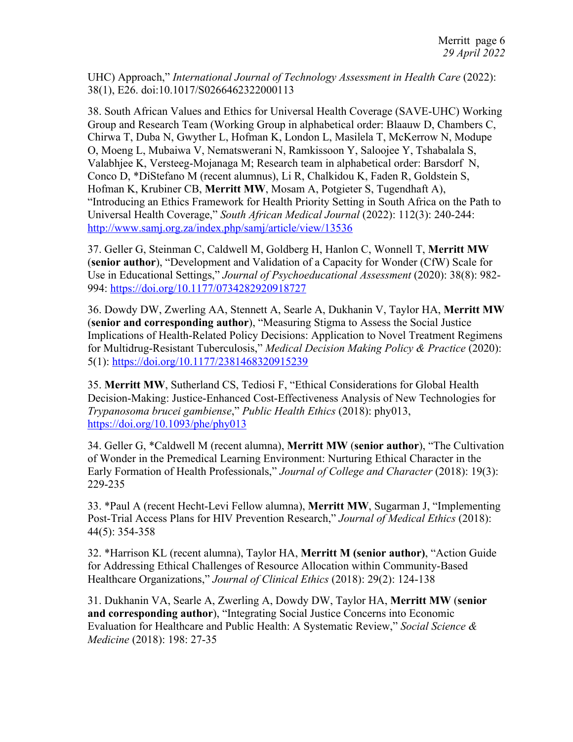UHC) Approach," *International Journal of Technology Assessment in Health Care* (2022): 38(1), E26. doi:10.1017/S0266462322000113

38. South African Values and Ethics for Universal Health Coverage (SAVE-UHC) Working Group and Research Team (Working Group in alphabetical order: Blaauw D, Chambers C, Chirwa T, Duba N, Gwyther L, Hofman K, London L, Masilela T, McKerrow N, Modupe O, Moeng L, Mubaiwa V, Nematswerani N, Ramkissoon Y, Saloojee Y, Tshabalala S, Valabhjee K, Versteeg-Mojanaga M; Research team in alphabetical order: Barsdorf N, Conco D, *DiStefano M (recent alumnus), Li R, Chalkidou K, Faden R, Goldstein S, Hofman K, Krubiner CB, **Merritt MW**, Mosam A, Potgieter S, Tugendhaft A), "Introducing an Ethics Framework for Health Priority Setting in South Africa on the Path to Universal Health Coverage," *South African Medical Journal* (2022): 112(3): 240-244: http://www.samj.org.za/index.php/samj/article/view/13536

37. Geller G, Steinman C, Caldwell M, Goldberg H, Hanlon C, Wonnell T, **Merritt MW** (**senior author**), "Development and Validation of a Capacity for Wonder (CfW) Scale for Use in Educational Settings," *Journal of Psychoeducational Assessment* (2020): 38(8): 982-994: https://doi.org/10.1177/0734282920918727

36. Dowdy DW, Zwerling AA, Stennett A, Searle A, Dukhanin V, Taylor HA, **Merritt MW** (**senior and corresponding author**), "Measuring Stigma to Assess the Social Justice Implications of Health-Related Policy Decisions: Application to Novel Treatment Regimens for Multidrug-Resistant Tuberculosis," *Medical Decision Making Policy & Practice* (2020): 5(1): https://doi.org/10.1177/2381468320915239

35. **Merritt MW**, Sutherland CS, Tediosi F, "Ethical Considerations for Global Health Decision-Making: Justice-Enhanced Cost-Effectiveness Analysis of New Technologies for *Trypanosoma brucei gambiense*," *Public Health Ethics* (2018): phy013, https://doi.org/10.1093/phe/phy013

34. Geller G, *Caldwell M (recent alumna), **Merritt MW** (**senior author**), "The Cultivation of Wonder in the Premedical Learning Environment: Nurturing Ethical Character in the Early Formation of Health Professionals," *Journal of College and Character* (2018): 19(3): 229-235

33. *Paul A (recent Hecht-Levi Fellow alumna), **Merritt MW**, Sugarman J, "Implementing Post-Trial Access Plans for HIV Prevention Research," *Journal of Medical Ethics* (2018): 44(5): 354-358

32. *Harrison KL (recent alumna), Taylor HA, **Merritt M (senior author)**, "Action Guide for Addressing Ethical Challenges of Resource Allocation within Community-Based Healthcare Organizations," *Journal of Clinical Ethics* (2018): 29(2): 124-138

31. Dukhanin VA, Searle A, Zwerling A, Dowdy DW, Taylor HA, **Merritt MW** (**senior and corresponding author**), "Integrating Social Justice Concerns into Economic Evaluation for Healthcare and Public Health: A Systematic Review," *Social Science & Medicine* (2018): 198: 27-35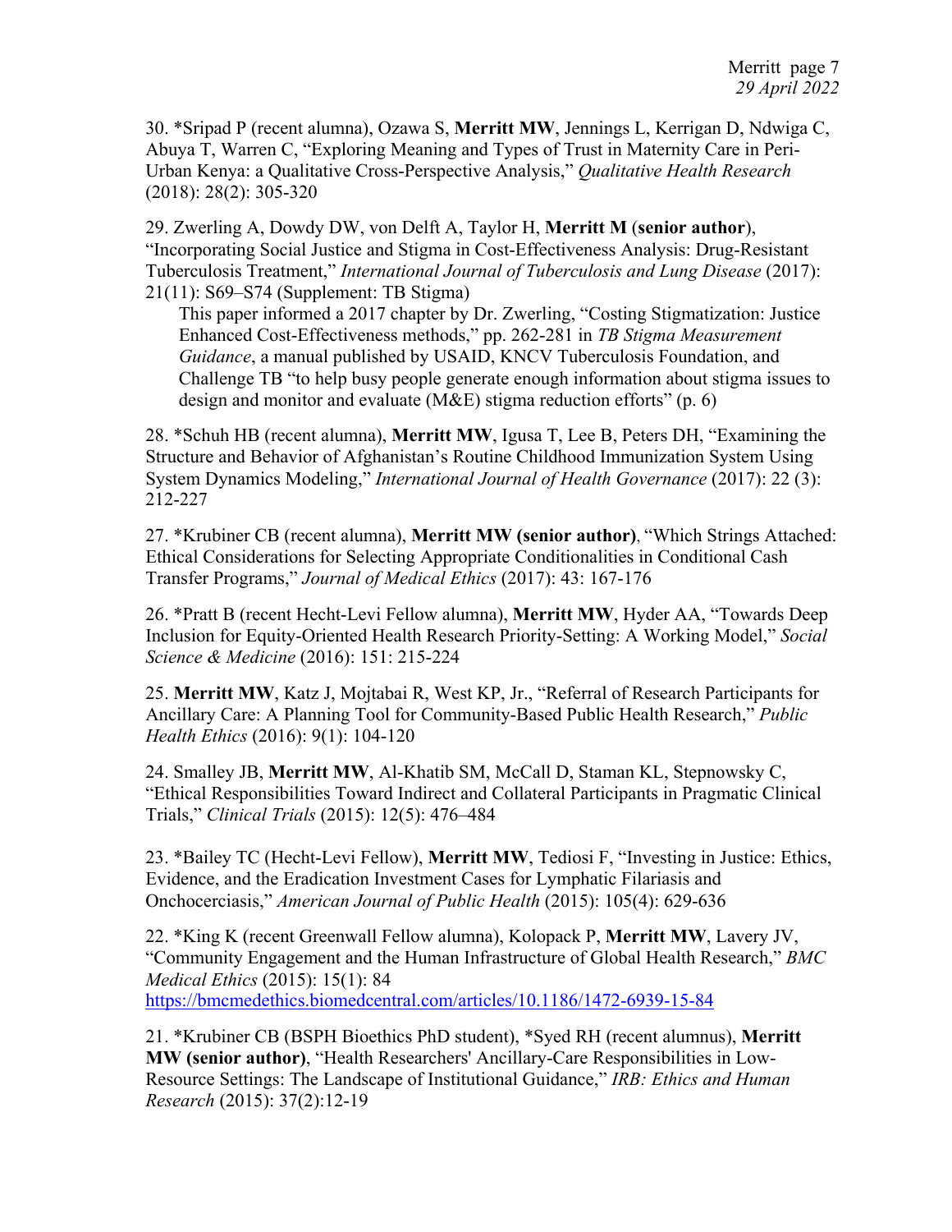30. *Sripad P (recent alumna), Ozawa S, **Merritt MW**, Jennings L, Kerrigan D, Ndwiga C, Abuya T, Warren C, "Exploring Meaning and Types of Trust in Maternity Care in Peri-Urban Kenya: a Qualitative Cross-Perspective Analysis," *Qualitative Health Research* (2018): 28(2): 305-320

29. Zwerling A, Dowdy DW, von Delft A, Taylor H, **Merritt M** (**senior author**), "Incorporating Social Justice and Stigma in Cost-Effectiveness Analysis: Drug-Resistant Tuberculosis Treatment," *International Journal of Tuberculosis and Lung Disease* (2017): 21(11): S69–S74 (Supplement: TB Stigma)

    This paper informed a 2017 chapter by Dr. Zwerling, "Costing Stigmatization: Justice Enhanced Cost-Effectiveness methods," pp. 262-281 in *TB Stigma Measurement Guidance*, a manual published by USAID, KNCV Tuberculosis Foundation, and Challenge TB "to help busy people generate enough information about stigma issues to design and monitor and evaluate (M&E) stigma reduction efforts" (p. 6)

28. *Schuh HB (recent alumna), **Merritt MW**, Igusa T, Lee B, Peters DH, "Examining the Structure and Behavior of Afghanistan's Routine Childhood Immunization System Using System Dynamics Modeling," *International Journal of Health Governance* (2017): 22 (3): 212-227

27. *Krubiner CB (recent alumna), **Merritt MW (senior author)**, "Which Strings Attached: Ethical Considerations for Selecting Appropriate Conditionalities in Conditional Cash Transfer Programs," *Journal of Medical Ethics* (2017): 43: 167-176

26. *Pratt B (recent Hecht-Levi Fellow alumna), **Merritt MW**, Hyder AA, "Towards Deep Inclusion for Equity-Oriented Health Research Priority-Setting: A Working Model," *Social Science & Medicine* (2016): 151: 215-224

25. **Merritt MW**, Katz J, Mojtabai R, West KP, Jr., "Referral of Research Participants for Ancillary Care: A Planning Tool for Community-Based Public Health Research," *Public Health Ethics* (2016): 9(1): 104-120

24. Smalley JB, **Merritt MW**, Al-Khatib SM, McCall D, Staman KL, Stepnowsky C, "Ethical Responsibilities Toward Indirect and Collateral Participants in Pragmatic Clinical Trials," *Clinical Trials* (2015): 12(5): 476–484

23. *Bailey TC (Hecht-Levi Fellow), **Merritt MW**, Tediosi F, "Investing in Justice: Ethics, Evidence, and the Eradication Investment Cases for Lymphatic Filariasis and Onchocerciasis," *American Journal of Public Health* (2015): 105(4): 629-636

22. *King K (recent Greenwall Fellow alumna), Kolopack P, **Merritt MW**, Lavery JV, "Community Engagement and the Human Infrastructure of Global Health Research," *BMC Medical Ethics* (2015): 15(1): 84
https://bmcmedethics.biomedcentral.com/articles/10.1186/1472-6939-15-84

21. *Krubiner CB (BSPH Bioethics PhD student), *Syed RH (recent alumnus), **Merritt MW (senior author)**, "Health Researchers' Ancillary-Care Responsibilities in Low-Resource Settings: The Landscape of Institutional Guidance," *IRB: Ethics and Human Research* (2015): 37(2):12-19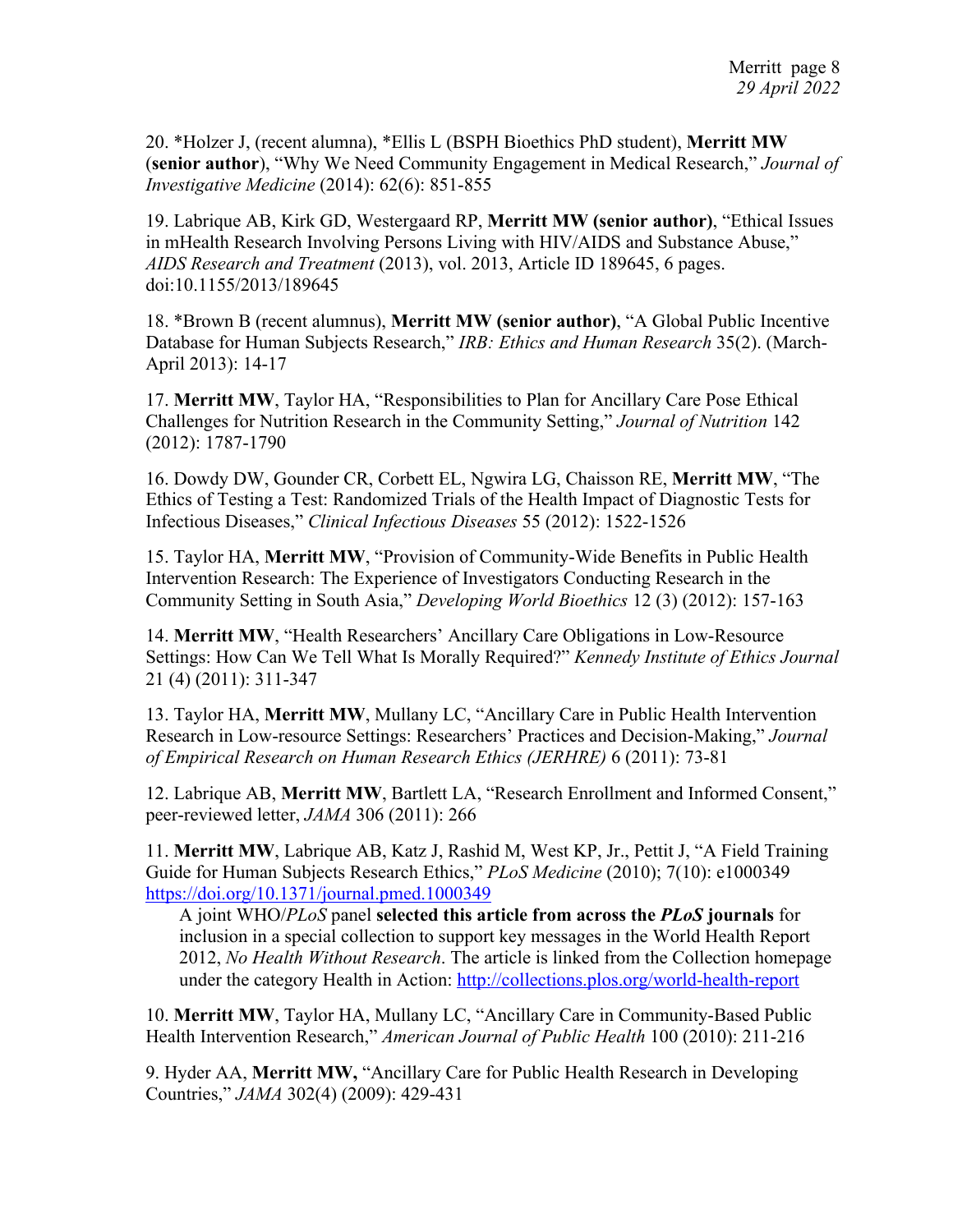20. *Holzer J, (recent alumna), *Ellis L (BSPH Bioethics PhD student), **Merritt MW** (**senior author**), "Why We Need Community Engagement in Medical Research," *Journal of Investigative Medicine* (2014): 62(6): 851-855

19. Labrique AB, Kirk GD, Westergaard RP, **Merritt MW (senior author)**, "Ethical Issues in mHealth Research Involving Persons Living with HIV/AIDS and Substance Abuse," *AIDS Research and Treatment* (2013), vol. 2013, Article ID 189645, 6 pages. doi:10.1155/2013/189645

18. *Brown B (recent alumnus), **Merritt MW (senior author)**, "A Global Public Incentive Database for Human Subjects Research," *IRB: Ethics and Human Research* 35(2). (March-April 2013): 14-17

17. **Merritt MW**, Taylor HA, "Responsibilities to Plan for Ancillary Care Pose Ethical Challenges for Nutrition Research in the Community Setting," *Journal of Nutrition* 142 (2012): 1787-1790

16. Dowdy DW, Gounder CR, Corbett EL, Ngwira LG, Chaisson RE, **Merritt MW**, "The Ethics of Testing a Test: Randomized Trials of the Health Impact of Diagnostic Tests for Infectious Diseases," *Clinical Infectious Diseases* 55 (2012): 1522-1526

15. Taylor HA, **Merritt MW**, "Provision of Community-Wide Benefits in Public Health Intervention Research: The Experience of Investigators Conducting Research in the Community Setting in South Asia," *Developing World Bioethics* 12 (3) (2012): 157-163

14. **Merritt MW**, "Health Researchers' Ancillary Care Obligations in Low-Resource Settings: How Can We Tell What Is Morally Required?" *Kennedy Institute of Ethics Journal* 21 (4) (2011): 311-347

13. Taylor HA, **Merritt MW**, Mullany LC, "Ancillary Care in Public Health Intervention Research in Low-resource Settings: Researchers' Practices and Decision-Making," *Journal of Empirical Research on Human Research Ethics (JERHRE)* 6 (2011): 73-81

12. Labrique AB, **Merritt MW**, Bartlett LA, "Research Enrollment and Informed Consent," peer-reviewed letter, *JAMA* 306 (2011): 266

11. **Merritt MW**, Labrique AB, Katz J, Rashid M, West KP, Jr., Pettit J, "A Field Training Guide for Human Subjects Research Ethics," *PLoS Medicine* (2010); 7(10): e1000349 https://doi.org/10.1371/journal.pmed.1000349

A joint WHO/*PLoS* panel **selected this article from across the *PLoS* journals** for inclusion in a special collection to support key messages in the World Health Report 2012, *No Health Without Research*. The article is linked from the Collection homepage under the category Health in Action: http://collections.plos.org/world-health-report

10. **Merritt MW**, Taylor HA, Mullany LC, "Ancillary Care in Community-Based Public Health Intervention Research," *American Journal of Public Health* 100 (2010): 211-216

9. Hyder AA, **Merritt MW,** "Ancillary Care for Public Health Research in Developing Countries," *JAMA* 302(4) (2009): 429-431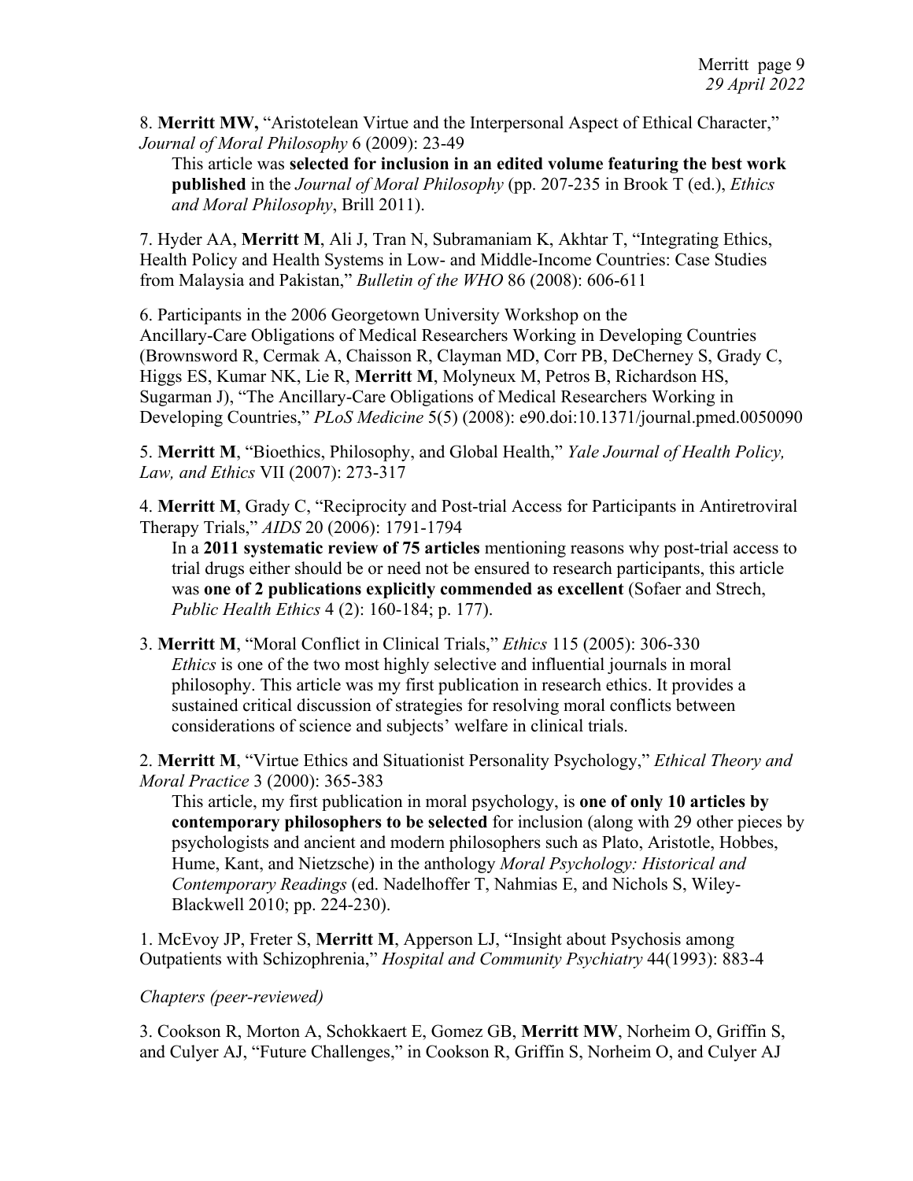8. **Merritt MW,** "Aristotelean Virtue and the Interpersonal Aspect of Ethical Character," *Journal of Moral Philosophy* 6 (2009): 23-49

   This article was **selected for inclusion in an edited volume featuring the best work published** in the *Journal of Moral Philosophy* (pp. 207-235 in Brook T (ed.), *Ethics and Moral Philosophy*, Brill 2011).

7. Hyder AA, **Merritt M**, Ali J, Tran N, Subramaniam K, Akhtar T, "Integrating Ethics, Health Policy and Health Systems in Low- and Middle-Income Countries: Case Studies from Malaysia and Pakistan," *Bulletin of the WHO* 86 (2008): 606-611

6. Participants in the 2006 Georgetown University Workshop on the Ancillary-Care Obligations of Medical Researchers Working in Developing Countries (Brownsword R, Cermak A, Chaisson R, Clayman MD, Corr PB, DeCherney S, Grady C, Higgs ES, Kumar NK, Lie R, **Merritt M**, Molyneux M, Petros B, Richardson HS, Sugarman J), "The Ancillary-Care Obligations of Medical Researchers Working in Developing Countries," *PLoS Medicine* 5(5) (2008): e90.doi:10.1371/journal.pmed.0050090

5. **Merritt M**, "Bioethics, Philosophy, and Global Health," *Yale Journal of Health Policy, Law, and Ethics* VII (2007): 273-317

4. **Merritt M**, Grady C, "Reciprocity and Post-trial Access for Participants in Antiretroviral Therapy Trials," *AIDS* 20 (2006): 1791-1794

   In a **2011 systematic review of 75 articles** mentioning reasons why post-trial access to trial drugs either should be or need not be ensured to research participants, this article was **one of 2 publications explicitly commended as excellent** (Sofaer and Strech, *Public Health Ethics* 4 (2): 160-184; p. 177).

3. **Merritt M**, "Moral Conflict in Clinical Trials," *Ethics* 115 (2005): 306-330

   *Ethics* is one of the two most highly selective and influential journals in moral philosophy. This article was my first publication in research ethics. It provides a sustained critical discussion of strategies for resolving moral conflicts between considerations of science and subjects' welfare in clinical trials.

2. **Merritt M**, "Virtue Ethics and Situationist Personality Psychology," *Ethical Theory and Moral Practice* 3 (2000): 365-383

   This article, my first publication in moral psychology, is **one of only 10 articles by contemporary philosophers to be selected** for inclusion (along with 29 other pieces by psychologists and ancient and modern philosophers such as Plato, Aristotle, Hobbes, Hume, Kant, and Nietzsche) in the anthology *Moral Psychology: Historical and Contemporary Readings* (ed. Nadelhoffer T, Nahmias E, and Nichols S, Wiley-Blackwell 2010; pp. 224-230).

1. McEvoy JP, Freter S, **Merritt M**, Apperson LJ, "Insight about Psychosis among Outpatients with Schizophrenia," *Hospital and Community Psychiatry* 44(1993): 883-4

*Chapters (peer-reviewed)*

3. Cookson R, Morton A, Schokkaert E, Gomez GB, **Merritt MW**, Norheim O, Griffin S, and Culyer AJ, "Future Challenges," in Cookson R, Griffin S, Norheim O, and Culyer AJ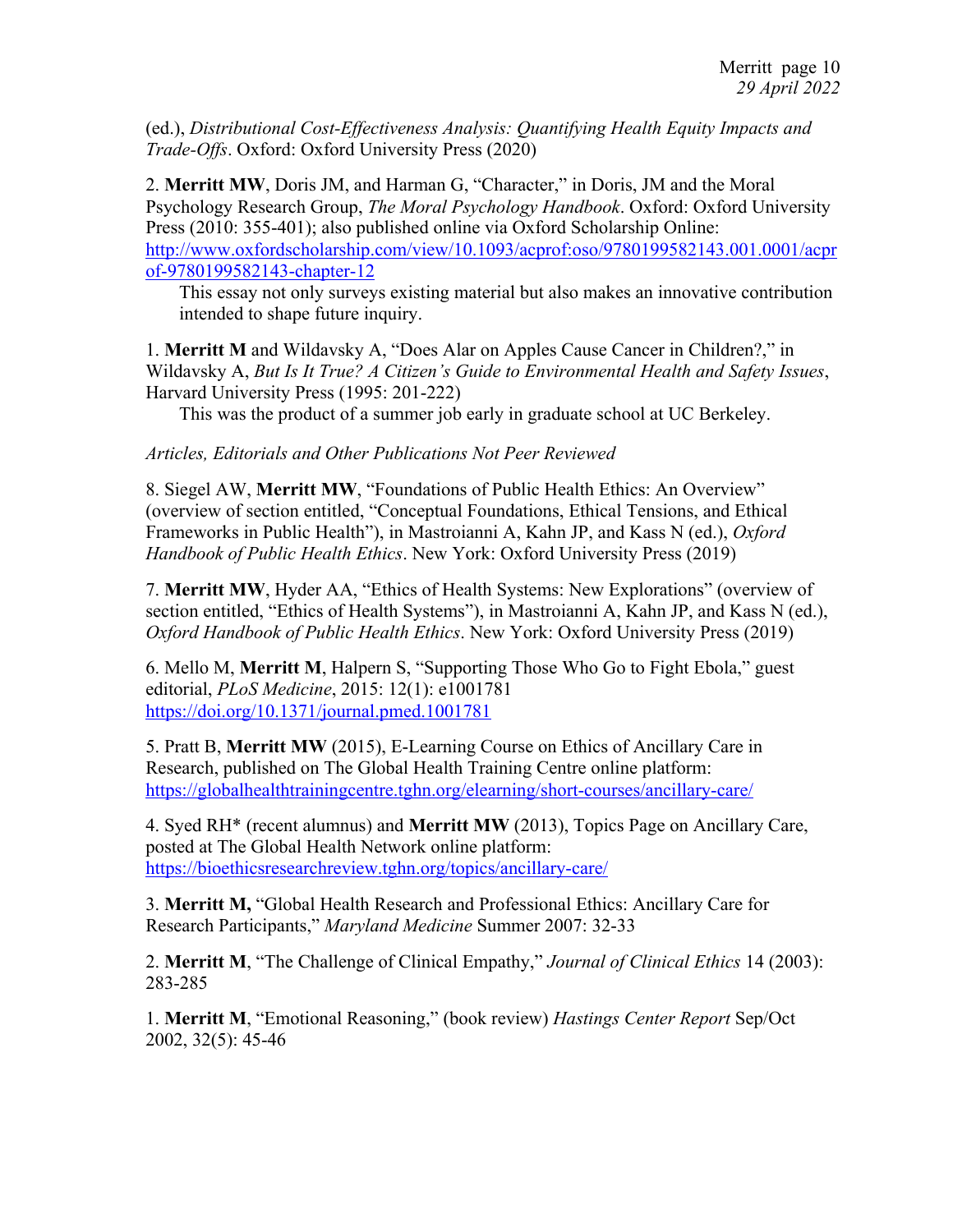(ed.), *Distributional Cost-Effectiveness Analysis: Quantifying Health Equity Impacts and Trade-Offs*. Oxford: Oxford University Press (2020)

2. **Merritt MW**, Doris JM, and Harman G, "Character," in Doris, JM and the Moral Psychology Research Group, *The Moral Psychology Handbook*. Oxford: Oxford University Press (2010: 355-401); also published online via Oxford Scholarship Online: http://www.oxfordscholarship.com/view/10.1093/acprof:oso/9780199582143.001.0001/acprof-9780199582143-chapter-12
   This essay not only surveys existing material but also makes an innovative contribution intended to shape future inquiry.

1. **Merritt M** and Wildavsky A, "Does Alar on Apples Cause Cancer in Children?," in Wildavsky A, *But Is It True? A Citizen's Guide to Environmental Health and Safety Issues*, Harvard University Press (1995: 201-222)
   This was the product of a summer job early in graduate school at UC Berkeley.

*Articles, Editorials and Other Publications Not Peer Reviewed*

8. Siegel AW, **Merritt MW**, "Foundations of Public Health Ethics: An Overview" (overview of section entitled, "Conceptual Foundations, Ethical Tensions, and Ethical Frameworks in Public Health"), in Mastroianni A, Kahn JP, and Kass N (ed.), *Oxford Handbook of Public Health Ethics*. New York: Oxford University Press (2019)

7. **Merritt MW**, Hyder AA, "Ethics of Health Systems: New Explorations" (overview of section entitled, "Ethics of Health Systems"), in Mastroianni A, Kahn JP, and Kass N (ed.), *Oxford Handbook of Public Health Ethics*. New York: Oxford University Press (2019)

6. Mello M, **Merritt M**, Halpern S, "Supporting Those Who Go to Fight Ebola," guest editorial, *PLoS Medicine*, 2015: 12(1): e1001781 https://doi.org/10.1371/journal.pmed.1001781

5. Pratt B, **Merritt MW** (2015), E-Learning Course on Ethics of Ancillary Care in Research, published on The Global Health Training Centre online platform: https://globalhealthtrainingcentre.tghn.org/elearning/short-courses/ancillary-care/

4. Syed RH* (recent alumnus) and **Merritt MW** (2013), Topics Page on Ancillary Care, posted at The Global Health Network online platform: https://bioethicsresearchreview.tghn.org/topics/ancillary-care/

3. **Merritt M,** "Global Health Research and Professional Ethics: Ancillary Care for Research Participants," *Maryland Medicine* Summer 2007: 32-33

2. **Merritt M**, "The Challenge of Clinical Empathy," *Journal of Clinical Ethics* 14 (2003): 283-285

1. **Merritt M**, "Emotional Reasoning," (book review) *Hastings Center Report* Sep/Oct 2002, 32(5): 45-46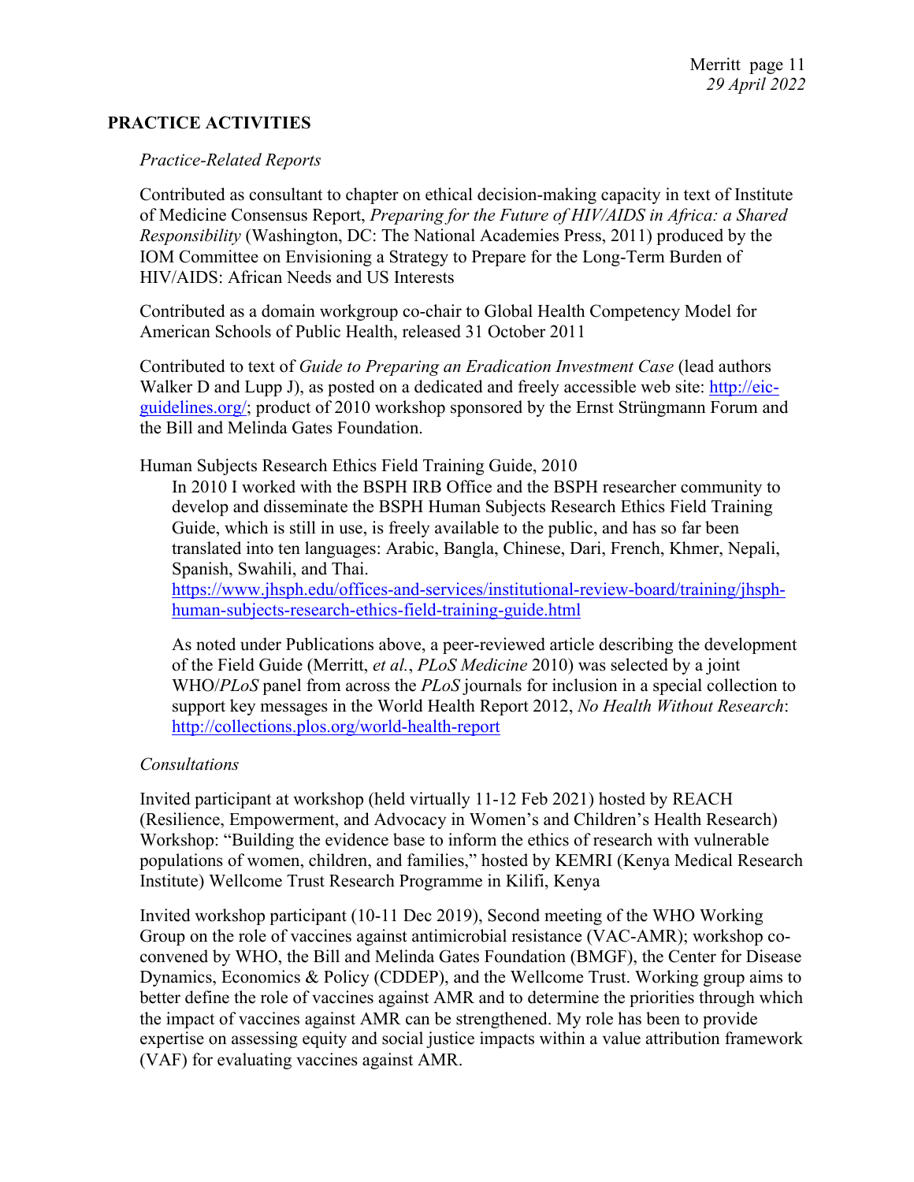## PRACTICE ACTIVITIES

*Practice-Related Reports*

Contributed as consultant to chapter on ethical decision-making capacity in text of Institute of Medicine Consensus Report, *Preparing for the Future of HIV/AIDS in Africa: a Shared Responsibility* (Washington, DC: The National Academies Press, 2011) produced by the IOM Committee on Envisioning a Strategy to Prepare for the Long-Term Burden of HIV/AIDS: African Needs and US Interests

Contributed as a domain workgroup co-chair to Global Health Competency Model for American Schools of Public Health, released 31 October 2011

Contributed to text of *Guide to Preparing an Eradication Investment Case* (lead authors Walker D and Lupp J), as posted on a dedicated and freely accessible web site: [http://eic-guidelines.org/](http://eic-guidelines.org/); product of 2010 workshop sponsored by the Ernst Strüngmann Forum and the Bill and Melinda Gates Foundation.

Human Subjects Research Ethics Field Training Guide, 2010

In 2010 I worked with the BSPH IRB Office and the BSPH researcher community to develop and disseminate the BSPH Human Subjects Research Ethics Field Training Guide, which is still in use, is freely available to the public, and has so far been translated into ten languages: Arabic, Bangla, Chinese, Dari, French, Khmer, Nepali, Spanish, Swahili, and Thai.
[https://www.jhsph.edu/offices-and-services/institutional-review-board/training/jhsph-human-subjects-research-ethics-field-training-guide.html](https://www.jhsph.edu/offices-and-services/institutional-review-board/training/jhsph-human-subjects-research-ethics-field-training-guide.html)

As noted under Publications above, a peer-reviewed article describing the development of the Field Guide (Merritt, *et al.*, *PLoS Medicine* 2010) was selected by a joint WHO/*PLoS* panel from across the *PLoS* journals for inclusion in a special collection to support key messages in the World Health Report 2012, *No Health Without Research*: [http://collections.plos.org/world-health-report](http://collections.plos.org/world-health-report)

*Consultations*

Invited participant at workshop (held virtually 11-12 Feb 2021) hosted by REACH (Resilience, Empowerment, and Advocacy in Women's and Children's Health Research) Workshop: "Building the evidence base to inform the ethics of research with vulnerable populations of women, children, and families," hosted by KEMRI (Kenya Medical Research Institute) Wellcome Trust Research Programme in Kilifi, Kenya

Invited workshop participant (10-11 Dec 2019), Second meeting of the WHO Working Group on the role of vaccines against antimicrobial resistance (VAC-AMR); workshop co-convened by WHO, the Bill and Melinda Gates Foundation (BMGF), the Center for Disease Dynamics, Economics & Policy (CDDEP), and the Wellcome Trust. Working group aims to better define the role of vaccines against AMR and to determine the priorities through which the impact of vaccines against AMR can be strengthened. My role has been to provide expertise on assessing equity and social justice impacts within a value attribution framework (VAF) for evaluating vaccines against AMR.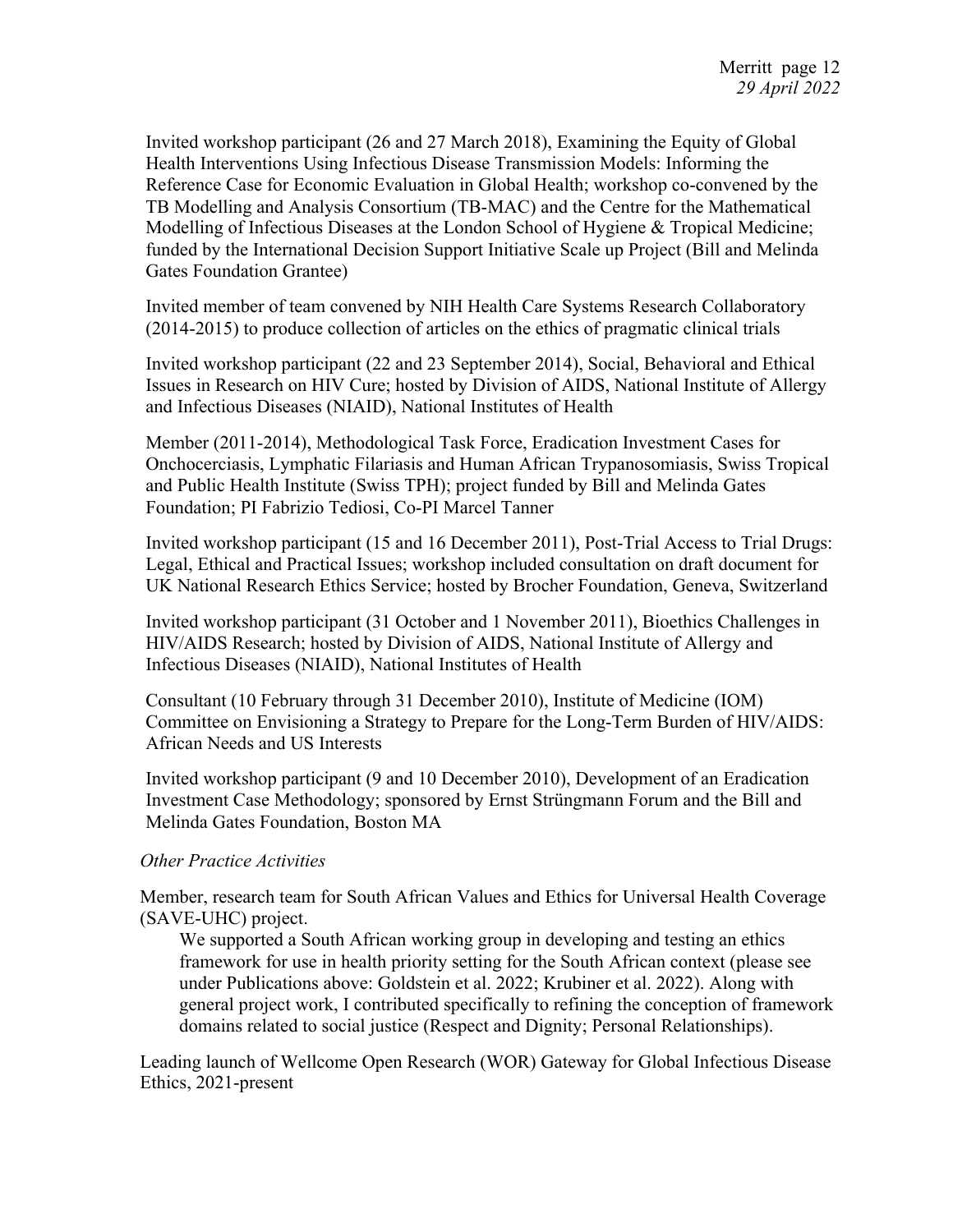Invited workshop participant (26 and 27 March 2018), Examining the Equity of Global Health Interventions Using Infectious Disease Transmission Models: Informing the Reference Case for Economic Evaluation in Global Health; workshop co-convened by the TB Modelling and Analysis Consortium (TB-MAC) and the Centre for the Mathematical Modelling of Infectious Diseases at the London School of Hygiene & Tropical Medicine; funded by the International Decision Support Initiative Scale up Project (Bill and Melinda Gates Foundation Grantee)

Invited member of team convened by NIH Health Care Systems Research Collaboratory (2014-2015) to produce collection of articles on the ethics of pragmatic clinical trials

Invited workshop participant (22 and 23 September 2014), Social, Behavioral and Ethical Issues in Research on HIV Cure; hosted by Division of AIDS, National Institute of Allergy and Infectious Diseases (NIAID), National Institutes of Health

Member (2011-2014), Methodological Task Force, Eradication Investment Cases for Onchocerciasis, Lymphatic Filariasis and Human African Trypanosomiasis, Swiss Tropical and Public Health Institute (Swiss TPH); project funded by Bill and Melinda Gates Foundation; PI Fabrizio Tediosi, Co-PI Marcel Tanner

Invited workshop participant (15 and 16 December 2011), Post-Trial Access to Trial Drugs: Legal, Ethical and Practical Issues; workshop included consultation on draft document for UK National Research Ethics Service; hosted by Brocher Foundation, Geneva, Switzerland

Invited workshop participant (31 October and 1 November 2011), Bioethics Challenges in HIV/AIDS Research; hosted by Division of AIDS, National Institute of Allergy and Infectious Diseases (NIAID), National Institutes of Health

Consultant (10 February through 31 December 2010), Institute of Medicine (IOM) Committee on Envisioning a Strategy to Prepare for the Long-Term Burden of HIV/AIDS: African Needs and US Interests

Invited workshop participant (9 and 10 December 2010), Development of an Eradication Investment Case Methodology; sponsored by Ernst Strüngmann Forum and the Bill and Melinda Gates Foundation, Boston MA

*Other Practice Activities*

Member, research team for South African Values and Ethics for Universal Health Coverage (SAVE-UHC) project.

> We supported a South African working group in developing and testing an ethics framework for use in health priority setting for the South African context (please see under Publications above: Goldstein et al. 2022; Krubiner et al. 2022). Along with general project work, I contributed specifically to refining the conception of framework domains related to social justice (Respect and Dignity; Personal Relationships).

Leading launch of Wellcome Open Research (WOR) Gateway for Global Infectious Disease Ethics, 2021-present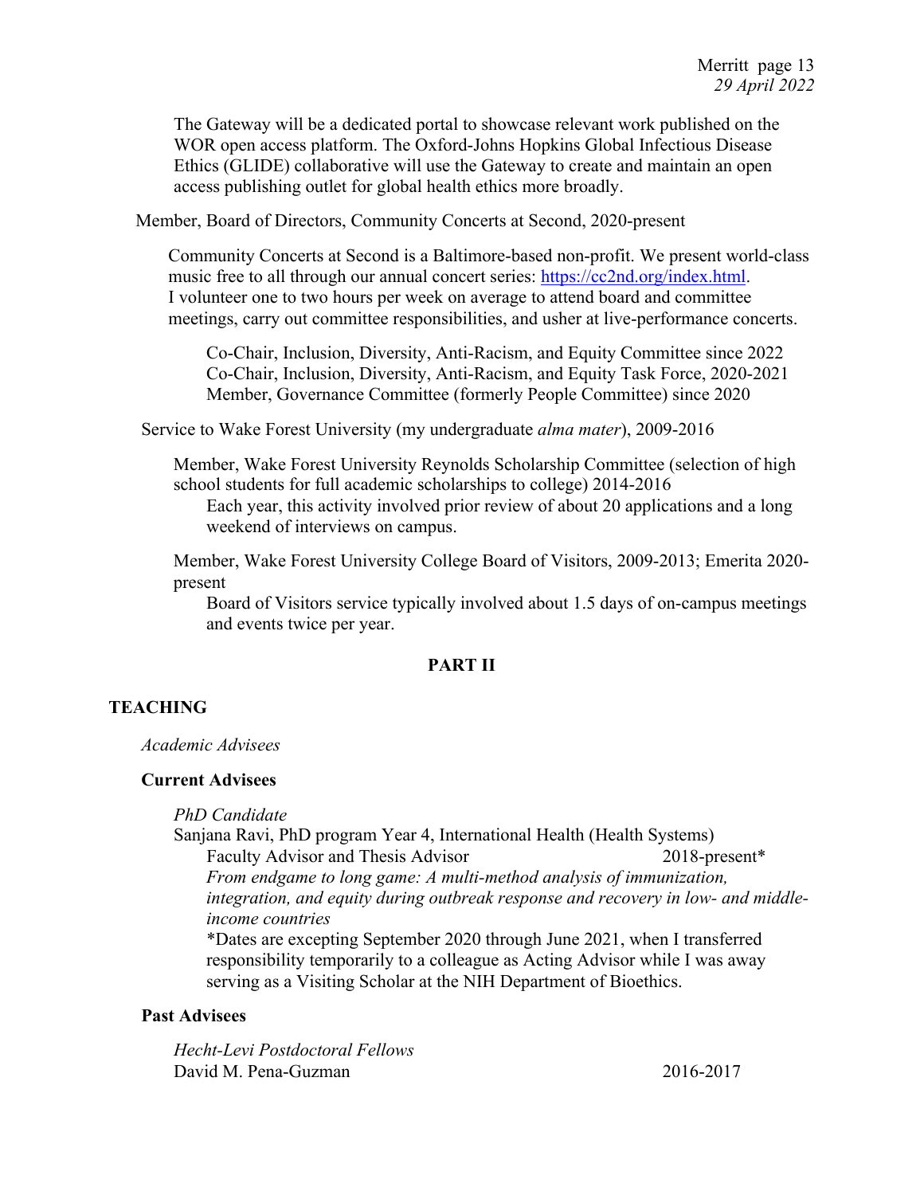The Gateway will be a dedicated portal to showcase relevant work published on the WOR open access platform. The Oxford-Johns Hopkins Global Infectious Disease Ethics (GLIDE) collaborative will use the Gateway to create and maintain an open access publishing outlet for global health ethics more broadly.

Member, Board of Directors, Community Concerts at Second, 2020-present

Community Concerts at Second is a Baltimore-based non-profit. We present world-class music free to all through our annual concert series: https://cc2nd.org/index.html. I volunteer one to two hours per week on average to attend board and committee meetings, carry out committee responsibilities, and usher at live-performance concerts.

Co-Chair, Inclusion, Diversity, Anti-Racism, and Equity Committee since 2022
Co-Chair, Inclusion, Diversity, Anti-Racism, and Equity Task Force, 2020-2021
Member, Governance Committee (formerly People Committee) since 2020

Service to Wake Forest University (my undergraduate *alma mater*), 2009-2016

Member, Wake Forest University Reynolds Scholarship Committee (selection of high school students for full academic scholarships to college) 2014-2016
Each year, this activity involved prior review of about 20 applications and a long weekend of interviews on campus.

Member, Wake Forest University College Board of Visitors, 2009-2013; Emerita 2020-present
Board of Visitors service typically involved about 1.5 days of on-campus meetings and events twice per year.

## PART II

## TEACHING

*Academic Advisees*

### Current Advisees

*PhD Candidate*

Sanjana Ravi, PhD program Year 4, International Health (Health Systems)
Faculty Advisor and Thesis Advisor 2018-present*
*From endgame to long game: A multi-method analysis of immunization, integration, and equity during outbreak response and recovery in low- and middle-income countries*
*Dates are excepting September 2020 through June 2021, when I transferred responsibility temporarily to a colleague as Acting Advisor while I was away serving as a Visiting Scholar at the NIH Department of Bioethics.

### Past Advisees

*Hecht-Levi Postdoctoral Fellows*

David M. Pena-Guzman 2016-2017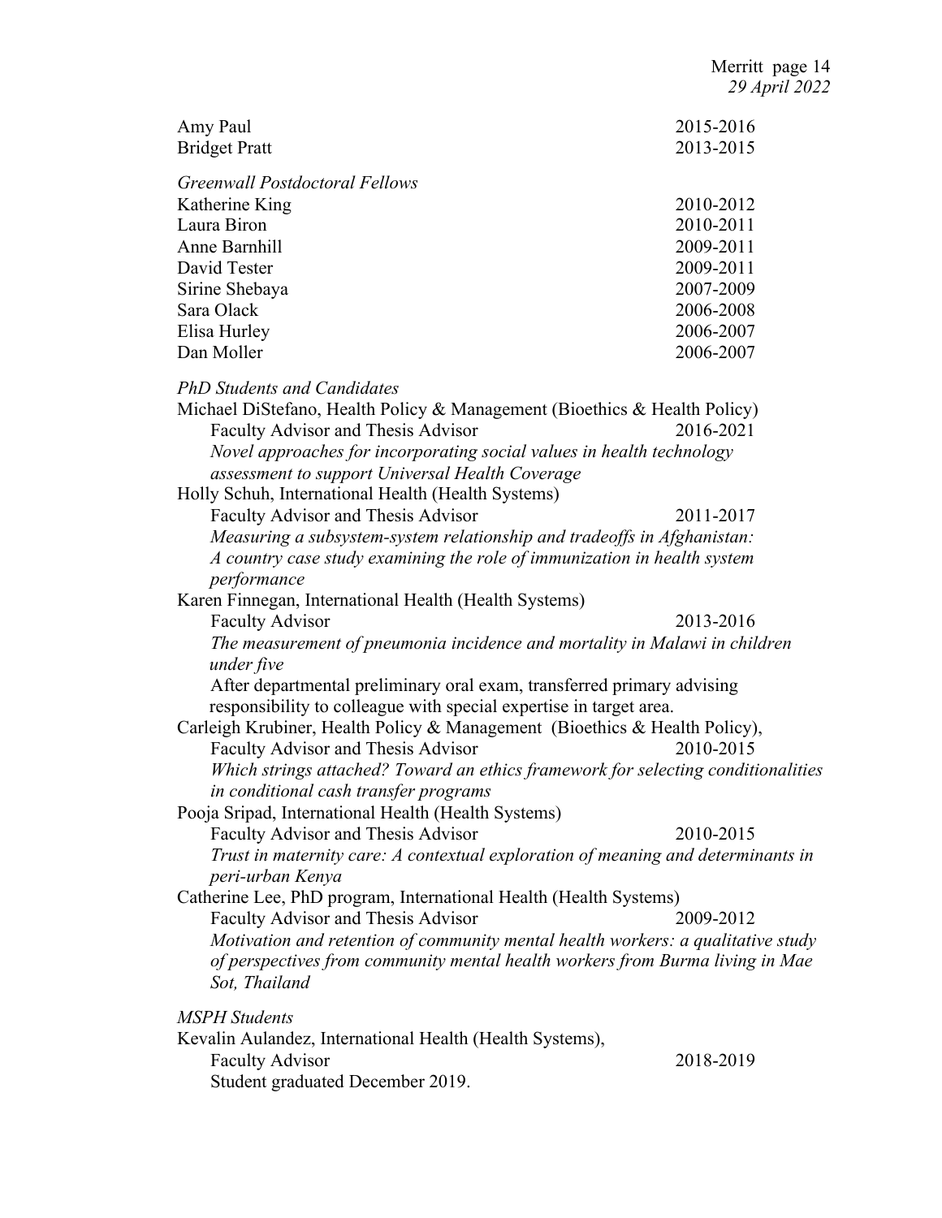Amy Paul 2015-2016
Bridget Pratt 2013-2015

*Greenwall Postdoctoral Fellows*

Katherine King 2010-2012
Laura Biron 2010-2011
Anne Barnhill 2009-2011
David Tester 2009-2011
Sirine Shebaya 2007-2009
Sara Olack 2006-2008
Elisa Hurley 2006-2007
Dan Moller 2006-2007

*PhD Students and Candidates*

Michael DiStefano, Health Policy & Management (Bioethics & Health Policy)
Faculty Advisor and Thesis Advisor 2016-2021
*Novel approaches for incorporating social values in health technology assessment to support Universal Health Coverage*

Holly Schuh, International Health (Health Systems)
Faculty Advisor and Thesis Advisor 2011-2017
*Measuring a subsystem-system relationship and tradeoffs in Afghanistan: A country case study examining the role of immunization in health system performance*

Karen Finnegan, International Health (Health Systems)
Faculty Advisor 2013-2016
*The measurement of pneumonia incidence and mortality in Malawi in children under five*
After departmental preliminary oral exam, transferred primary advising responsibility to colleague with special expertise in target area.

Carleigh Krubiner, Health Policy & Management (Bioethics & Health Policy),
Faculty Advisor and Thesis Advisor 2010-2015
*Which strings attached? Toward an ethics framework for selecting conditionalities in conditional cash transfer programs*

Pooja Sripad, International Health (Health Systems)
Faculty Advisor and Thesis Advisor 2010-2015
*Trust in maternity care: A contextual exploration of meaning and determinants in peri-urban Kenya*

Catherine Lee, PhD program, International Health (Health Systems)
Faculty Advisor and Thesis Advisor 2009-2012
*Motivation and retention of community mental health workers: a qualitative study of perspectives from community mental health workers from Burma living in Mae Sot, Thailand*

*MSPH Students*

Kevalin Aulandez, International Health (Health Systems),
Faculty Advisor 2018-2019
Student graduated December 2019.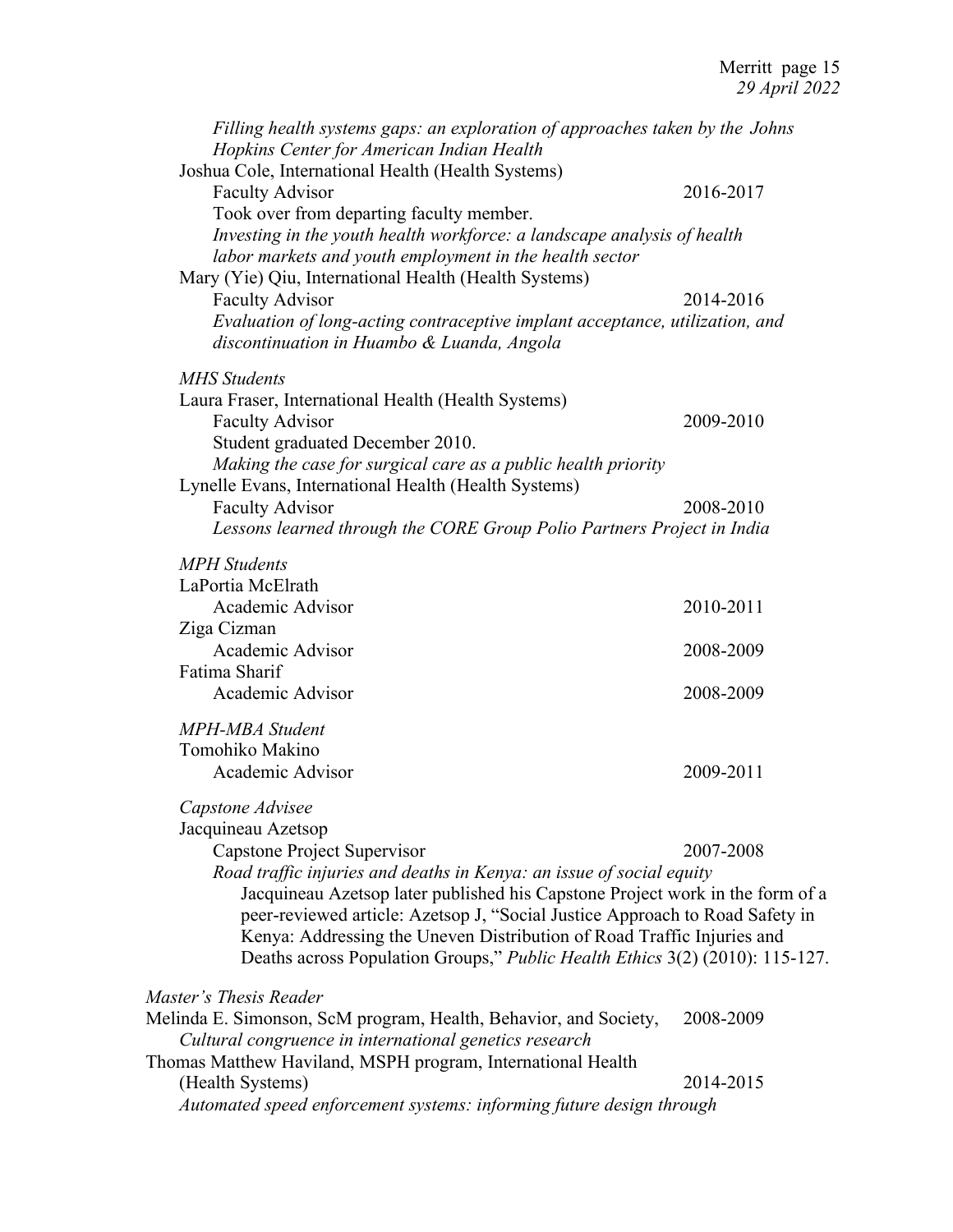*Filling health systems gaps: an exploration of approaches taken by the Johns Hopkins Center for American Indian Health*

Joshua Cole, International Health (Health Systems)
Faculty Advisor 2016-2017
Took over from departing faculty member.
*Investing in the youth health workforce: a landscape analysis of health labor markets and youth employment in the health sector*

Mary (Yie) Qiu, International Health (Health Systems)
Faculty Advisor 2014-2016
*Evaluation of long-acting contraceptive implant acceptance, utilization, and discontinuation in Huambo & Luanda, Angola*

*MHS Students*

Laura Fraser, International Health (Health Systems)
Faculty Advisor 2009-2010
Student graduated December 2010.
*Making the case for surgical care as a public health priority*

Lynelle Evans, International Health (Health Systems)
Faculty Advisor 2008-2010
*Lessons learned through the CORE Group Polio Partners Project in India*

*MPH Students*

LaPortia McElrath
Academic Advisor 2010-2011

Ziga Cizman
Academic Advisor 2008-2009

Fatima Sharif
Academic Advisor 2008-2009

*MPH-MBA Student*

Tomohiko Makino
Academic Advisor 2009-2011

*Capstone Advisee*

Jacquineau Azetsop
Capstone Project Supervisor 2007-2008
*Road traffic injuries and deaths in Kenya: an issue of social equity*
Jacquineau Azetsop later published his Capstone Project work in the form of a peer-reviewed article: Azetsop J, "Social Justice Approach to Road Safety in Kenya: Addressing the Uneven Distribution of Road Traffic Injuries and Deaths across Population Groups," *Public Health Ethics* 3(2) (2010): 115-127.

*Master's Thesis Reader*

Melinda E. Simonson, ScM program, Health, Behavior, and Society, 2008-2009
*Cultural congruence in international genetics research*

Thomas Matthew Haviland, MSPH program, International Health (Health Systems) 2014-2015
*Automated speed enforcement systems: informing future design through*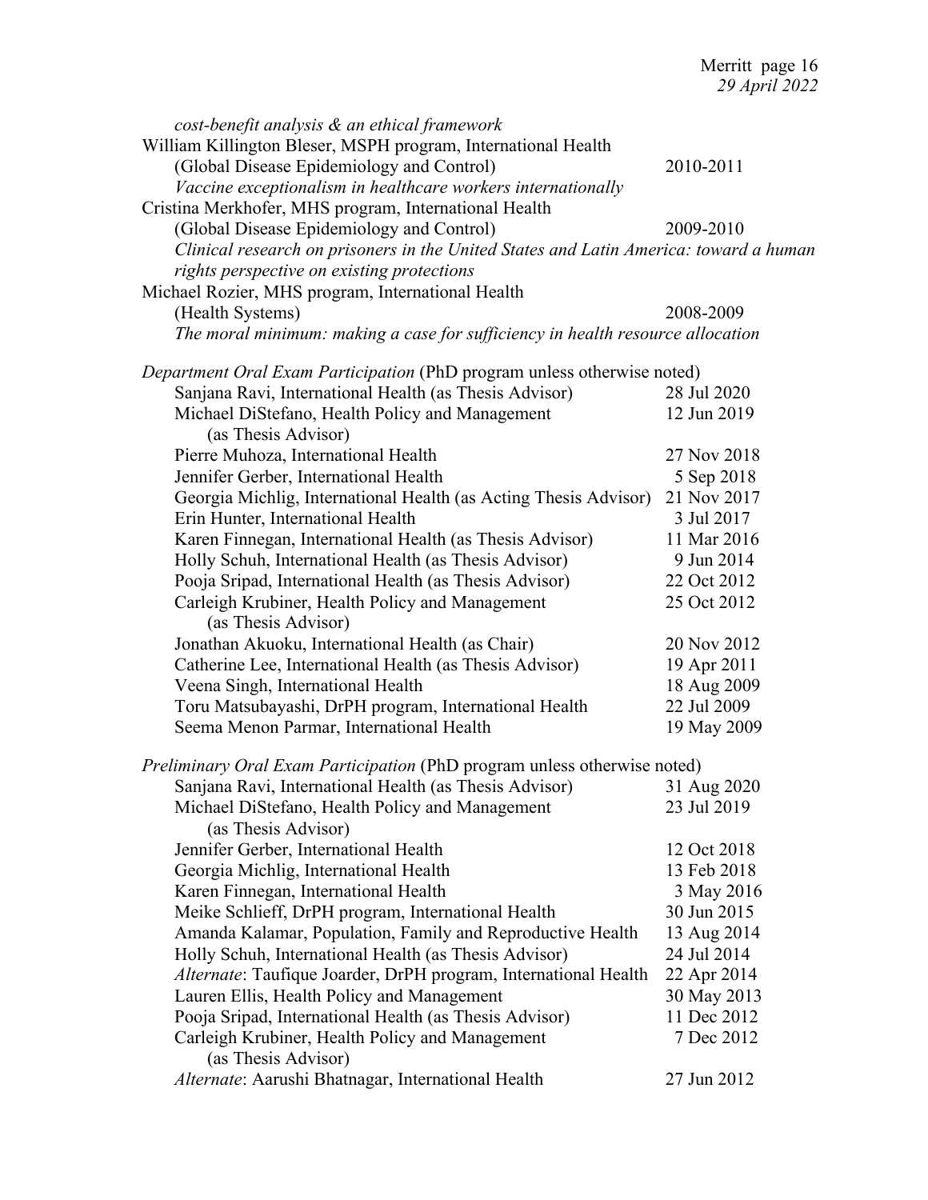*cost-benefit analysis & an ethical framework*

William Killington Bleser, MSPH program, International Health (Global Disease Epidemiology and Control) — 2010-2011
*Vaccine exceptionalism in healthcare workers internationally*

Cristina Merkhofer, MHS program, International Health (Global Disease Epidemiology and Control) — 2009-2010
*Clinical research on prisoners in the United States and Latin America: toward a human rights perspective on existing protections*

Michael Rozier, MHS program, International Health (Health Systems) — 2008-2009
*The moral minimum: making a case for sufficiency in health resource allocation*

*Department Oral Exam Participation* (PhD program unless otherwise noted)

| Name | Date |
|---|---|
| Sanjana Ravi, International Health (as Thesis Advisor) | 28 Jul 2020 |
| Michael DiStefano, Health Policy and Management (as Thesis Advisor) | 12 Jun 2019 |
| Pierre Muhoza, International Health | 27 Nov 2018 |
| Jennifer Gerber, International Health | 5 Sep 2018 |
| Georgia Michlig, International Health (as Acting Thesis Advisor) | 21 Nov 2017 |
| Erin Hunter, International Health | 3 Jul 2017 |
| Karen Finnegan, International Health (as Thesis Advisor) | 11 Mar 2016 |
| Holly Schuh, International Health (as Thesis Advisor) | 9 Jun 2014 |
| Pooja Sripad, International Health (as Thesis Advisor) | 22 Oct 2012 |
| Carleigh Krubiner, Health Policy and Management (as Thesis Advisor) | 25 Oct 2012 |
| Jonathan Akuoku, International Health (as Chair) | 20 Nov 2012 |
| Catherine Lee, International Health (as Thesis Advisor) | 19 Apr 2011 |
| Veena Singh, International Health | 18 Aug 2009 |
| Toru Matsubayashi, DrPH program, International Health | 22 Jul 2009 |
| Seema Menon Parmar, International Health | 19 May 2009 |

*Preliminary Oral Exam Participation* (PhD program unless otherwise noted)

| Name | Date |
|---|---|
| Sanjana Ravi, International Health (as Thesis Advisor) | 31 Aug 2020 |
| Michael DiStefano, Health Policy and Management (as Thesis Advisor) | 23 Jul 2019 |
| Jennifer Gerber, International Health | 12 Oct 2018 |
| Georgia Michlig, International Health | 13 Feb 2018 |
| Karen Finnegan, International Health | 3 May 2016 |
| Meike Schlieff, DrPH program, International Health | 30 Jun 2015 |
| Amanda Kalamar, Population, Family and Reproductive Health | 13 Aug 2014 |
| Holly Schuh, International Health (as Thesis Advisor) | 24 Jul 2014 |
| *Alternate*: Taufique Joarder, DrPH program, International Health | 22 Apr 2014 |
| Lauren Ellis, Health Policy and Management | 30 May 2013 |
| Pooja Sripad, International Health (as Thesis Advisor) | 11 Dec 2012 |
| Carleigh Krubiner, Health Policy and Management (as Thesis Advisor) | 7 Dec 2012 |
| *Alternate*: Aarushi Bhatnagar, International Health | 27 Jun 2012 |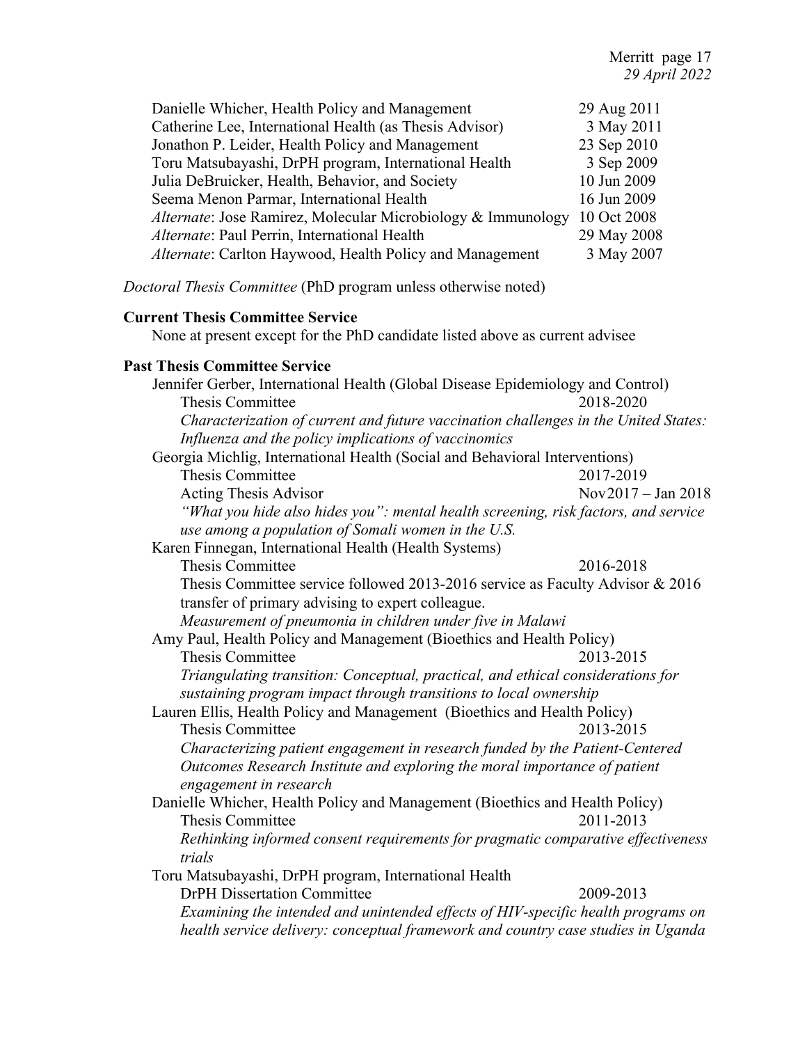| | |
|---|---|
| Danielle Whicher, Health Policy and Management | 29 Aug 2011 |
| Catherine Lee, International Health (as Thesis Advisor) | 3 May 2011 |
| Jonathon P. Leider, Health Policy and Management | 23 Sep 2010 |
| Toru Matsubayashi, DrPH program, International Health | 3 Sep 2009 |
| Julia DeBruicker, Health, Behavior, and Society | 10 Jun 2009 |
| Seema Menon Parmar, International Health | 16 Jun 2009 |
| *Alternate*: Jose Ramirez, Molecular Microbiology & Immunology | 10 Oct 2008 |
| *Alternate*: Paul Perrin, International Health | 29 May 2008 |
| *Alternate*: Carlton Haywood, Health Policy and Management | 3 May 2007 |

*Doctoral Thesis Committee* (PhD program unless otherwise noted)

**Current Thesis Committee Service**

None at present except for the PhD candidate listed above as current advisee

**Past Thesis Committee Service**

Jennifer Gerber, International Health (Global Disease Epidemiology and Control)
- Thesis Committee — 2018-2020
- *Characterization of current and future vaccination challenges in the United States: Influenza and the policy implications of vaccinomics*

Georgia Michlig, International Health (Social and Behavioral Interventions)
- Thesis Committee — 2017-2019
- Acting Thesis Advisor — Nov2017 – Jan 2018
- *"What you hide also hides you": mental health screening, risk factors, and service use among a population of Somali women in the U.S.*

Karen Finnegan, International Health (Health Systems)
- Thesis Committee — 2016-2018
- Thesis Committee service followed 2013-2016 service as Faculty Advisor & 2016 transfer of primary advising to expert colleague.
- *Measurement of pneumonia in children under five in Malawi*

Amy Paul, Health Policy and Management (Bioethics and Health Policy)
- Thesis Committee — 2013-2015
- *Triangulating transition: Conceptual, practical, and ethical considerations for sustaining program impact through transitions to local ownership*

Lauren Ellis, Health Policy and Management (Bioethics and Health Policy)
- Thesis Committee — 2013-2015
- *Characterizing patient engagement in research funded by the Patient-Centered Outcomes Research Institute and exploring the moral importance of patient engagement in research*

Danielle Whicher, Health Policy and Management (Bioethics and Health Policy)
- Thesis Committee — 2011-2013
- *Rethinking informed consent requirements for pragmatic comparative effectiveness trials*

Toru Matsubayashi, DrPH program, International Health
- DrPH Dissertation Committee — 2009-2013
- *Examining the intended and unintended effects of HIV-specific health programs on health service delivery: conceptual framework and country case studies in Uganda*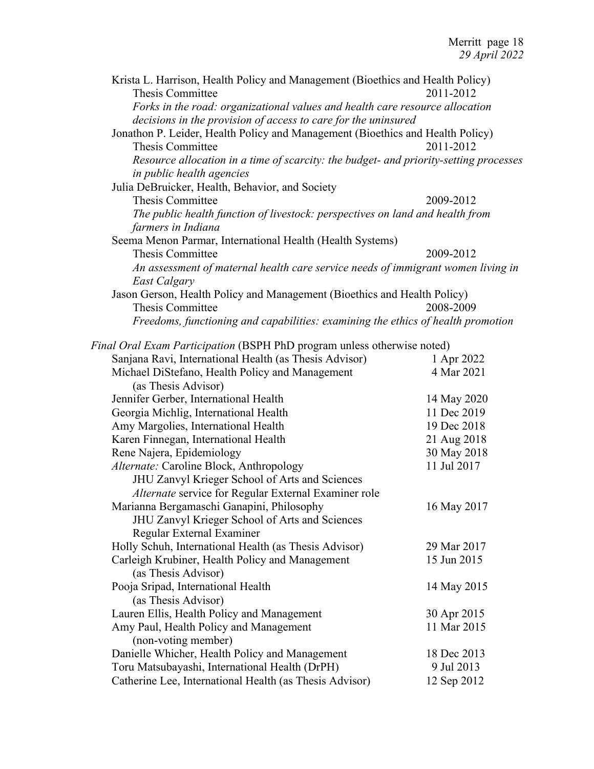Krista L. Harrison, Health Policy and Management (Bioethics and Health Policy)
  Thesis Committee 2011-2012
  *Forks in the road: organizational values and health care resource allocation decisions in the provision of access to care for the uninsured*

Jonathon P. Leider, Health Policy and Management (Bioethics and Health Policy)
  Thesis Committee 2011-2012
  *Resource allocation in a time of scarcity: the budget- and priority-setting processes in public health agencies*

Julia DeBruicker, Health, Behavior, and Society
  Thesis Committee 2009-2012
  *The public health function of livestock: perspectives on land and health from farmers in Indiana*

Seema Menon Parmar, International Health (Health Systems)
  Thesis Committee 2009-2012
  *An assessment of maternal health care service needs of immigrant women living in East Calgary*

Jason Gerson, Health Policy and Management (Bioethics and Health Policy)
  Thesis Committee 2008-2009
  *Freedoms, functioning and capabilities: examining the ethics of health promotion*

*Final Oral Exam Participation* (BSPH PhD program unless otherwise noted)

| | |
|---|---|
| Sanjana Ravi, International Health (as Thesis Advisor) | 1 Apr 2022 |
| Michael DiStefano, Health Policy and Management (as Thesis Advisor) | 4 Mar 2021 |
| Jennifer Gerber, International Health | 14 May 2020 |
| Georgia Michlig, International Health | 11 Dec 2019 |
| Amy Margolies, International Health | 19 Dec 2018 |
| Karen Finnegan, International Health | 21 Aug 2018 |
| Rene Najera, Epidemiology | 30 May 2018 |
| *Alternate:* Caroline Block, Anthropology<br>JHU Zanvyl Krieger School of Arts and Sciences<br>*Alternate* service for Regular External Examiner role | 11 Jul 2017 |
| Marianna Bergamaschi Ganapini, Philosophy<br>JHU Zanvyl Krieger School of Arts and Sciences<br>Regular External Examiner | 16 May 2017 |
| Holly Schuh, International Health (as Thesis Advisor) | 29 Mar 2017 |
| Carleigh Krubiner, Health Policy and Management (as Thesis Advisor) | 15 Jun 2015 |
| Pooja Sripad, International Health (as Thesis Advisor) | 14 May 2015 |
| Lauren Ellis, Health Policy and Management | 30 Apr 2015 |
| Amy Paul, Health Policy and Management (non-voting member) | 11 Mar 2015 |
| Danielle Whicher, Health Policy and Management | 18 Dec 2013 |
| Toru Matsubayashi, International Health (DrPH) | 9 Jul 2013 |
| Catherine Lee, International Health (as Thesis Advisor) | 12 Sep 2012 |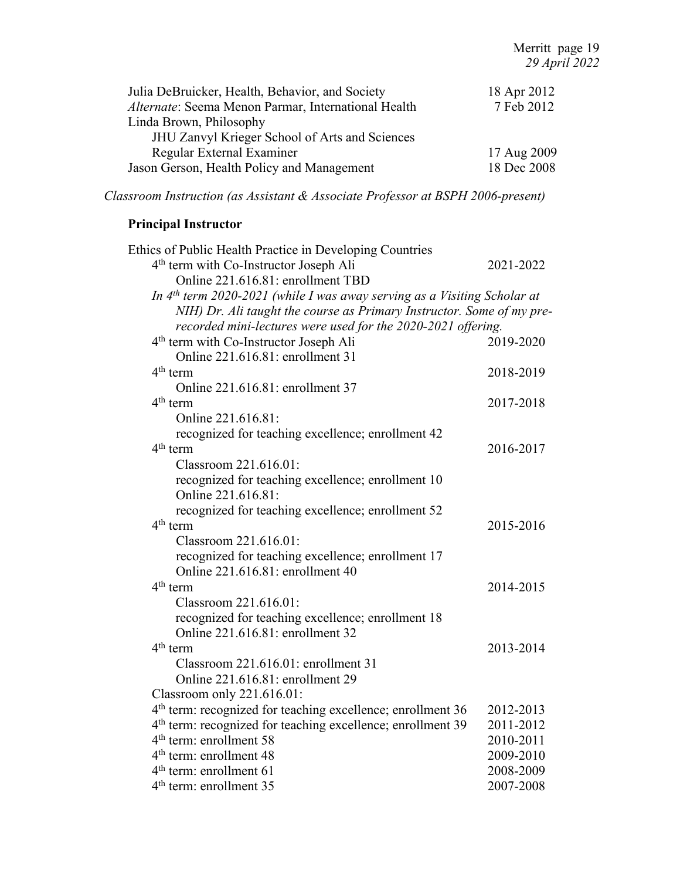Julia DeBruicker, Health, Behavior, and Society 18 Apr 2012
*Alternate*: Seema Menon Parmar, International Health 7 Feb 2012
Linda Brown, Philosophy
JHU Zanvyl Krieger School of Arts and Sciences
Regular External Examiner 17 Aug 2009
Jason Gerson, Health Policy and Management 18 Dec 2008

*Classroom Instruction (as Assistant & Associate Professor at BSPH 2006-present)*

**Principal Instructor**

Ethics of Public Health Practice in Developing Countries

4th term with Co-Instructor Joseph Ali 2021-2022
Online 221.616.81: enrollment TBD

*In 4th term 2020-2021 (while I was away serving as a Visiting Scholar at NIH) Dr. Ali taught the course as Primary Instructor. Some of my pre-recorded mini-lectures were used for the 2020-2021 offering.*

4th term with Co-Instructor Joseph Ali 2019-2020
Online 221.616.81: enrollment 31

4th term 2018-2019
Online 221.616.81: enrollment 37

4th term 2017-2018
Online 221.616.81:
recognized for teaching excellence; enrollment 42

4th term 2016-2017
Classroom 221.616.01:
recognized for teaching excellence; enrollment 10
Online 221.616.81:
recognized for teaching excellence; enrollment 52

4th term 2015-2016
Classroom 221.616.01:
recognized for teaching excellence; enrollment 17
Online 221.616.81: enrollment 40

4th term 2014-2015
Classroom 221.616.01:
recognized for teaching excellence; enrollment 18
Online 221.616.81: enrollment 32

4th term 2013-2014
Classroom 221.616.01: enrollment 31
Online 221.616.81: enrollment 29

Classroom only 221.616.01:
4th term: recognized for teaching excellence; enrollment 36 2012-2013
4th term: recognized for teaching excellence; enrollment 39 2011-2012
4th term: enrollment 58 2010-2011
4th term: enrollment 48 2009-2010
4th term: enrollment 61 2008-2009
4th term: enrollment 35 2007-2008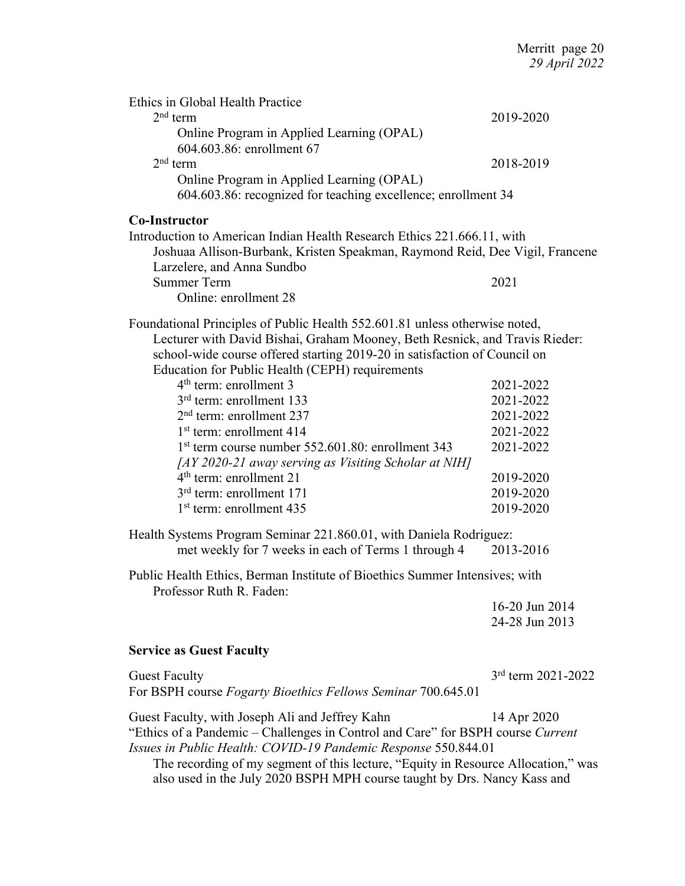Ethics in Global Health Practice

2nd term — 2019-2020

Online Program in Applied Learning (OPAL)
604.603.86: enrollment 67

2nd term — 2018-2019

Online Program in Applied Learning (OPAL)
604.603.86: recognized for teaching excellence; enrollment 34

**Co-Instructor**

Introduction to American Indian Health Research Ethics 221.666.11, with Joshuaa Allison-Burbank, Kristen Speakman, Raymond Reid, Dee Vigil, Francene Larzelere, and Anna Sundbo

Summer Term — 2021

Online: enrollment 28

Foundational Principles of Public Health 552.601.81 unless otherwise noted, Lecturer with David Bishai, Graham Mooney, Beth Resnick, and Travis Rieder: school-wide course offered starting 2019-20 in satisfaction of Council on Education for Public Health (CEPH) requirements

| | |
|---|---|
| 4th term: enrollment 3 | 2021-2022 |
| 3rd term: enrollment 133 | 2021-2022 |
| 2nd term: enrollment 237 | 2021-2022 |
| 1st term: enrollment 414 | 2021-2022 |
| 1st term course number 552.601.80: enrollment 343 | 2021-2022 |
| *[AY 2020-21 away serving as Visiting Scholar at NIH]* | |
| 4th term: enrollment 21 | 2019-2020 |
| 3rd term: enrollment 171 | 2019-2020 |
| 1st term: enrollment 435 | 2019-2020 |

Health Systems Program Seminar 221.860.01, with Daniela Rodriguez:
met weekly for 7 weeks in each of Terms 1 through 4 — 2013-2016

Public Health Ethics, Berman Institute of Bioethics Summer Intensives; with Professor Ruth R. Faden:

16-20 Jun 2014
24-28 Jun 2013

**Service as Guest Faculty**

Guest Faculty — 3rd term 2021-2022
For BSPH course *Fogarty Bioethics Fellows Seminar* 700.645.01

Guest Faculty, with Joseph Ali and Jeffrey Kahn — 14 Apr 2020
"Ethics of a Pandemic – Challenges in Control and Care" for BSPH course *Current Issues in Public Health: COVID-19 Pandemic Response* 550.844.01

The recording of my segment of this lecture, "Equity in Resource Allocation," was also used in the July 2020 BSPH MPH course taught by Drs. Nancy Kass and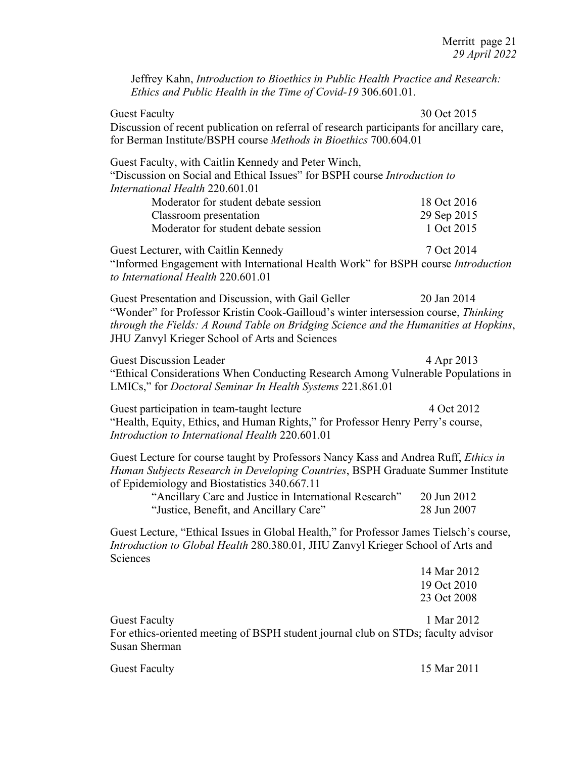Jeffrey Kahn, *Introduction to Bioethics in Public Health Practice and Research: Ethics and Public Health in the Time of Covid-19* 306.601.01.

Guest Faculty — 30 Oct 2015
Discussion of recent publication on referral of research participants for ancillary care, for Berman Institute/BSPH course *Methods in Bioethics* 700.604.01

Guest Faculty, with Caitlin Kennedy and Peter Winch,
"Discussion on Social and Ethical Issues" for BSPH course *Introduction to International Health* 220.601.01

| | |
|---|---|
| Moderator for student debate session | 18 Oct 2016 |
| Classroom presentation | 29 Sep 2015 |
| Moderator for student debate session | 1 Oct 2015 |

Guest Lecturer, with Caitlin Kennedy — 7 Oct 2014
"Informed Engagement with International Health Work" for BSPH course *Introduction to International Health* 220.601.01

Guest Presentation and Discussion, with Gail Geller — 20 Jan 2014
"Wonder" for Professor Kristin Cook-Gailloud's winter intersession course, *Thinking through the Fields: A Round Table on Bridging Science and the Humanities at Hopkins*, JHU Zanvyl Krieger School of Arts and Sciences

Guest Discussion Leader — 4 Apr 2013
"Ethical Considerations When Conducting Research Among Vulnerable Populations in LMICs," for *Doctoral Seminar In Health Systems* 221.861.01

Guest participation in team-taught lecture — 4 Oct 2012
"Health, Equity, Ethics, and Human Rights," for Professor Henry Perry's course, *Introduction to International Health* 220.601.01

Guest Lecture for course taught by Professors Nancy Kass and Andrea Ruff, *Ethics in Human Subjects Research in Developing Countries*, BSPH Graduate Summer Institute of Epidemiology and Biostatistics 340.667.11

| | |
|---|---|
| "Ancillary Care and Justice in International Research" | 20 Jun 2012 |
| "Justice, Benefit, and Ancillary Care" | 28 Jun 2007 |

Guest Lecture, "Ethical Issues in Global Health," for Professor James Tielsch's course, *Introduction to Global Health* 280.380.01, JHU Zanvyl Krieger School of Arts and Sciences

14 Mar 2012
19 Oct 2010
23 Oct 2008

Guest Faculty — 1 Mar 2012
For ethics-oriented meeting of BSPH student journal club on STDs; faculty advisor Susan Sherman

Guest Faculty — 15 Mar 2011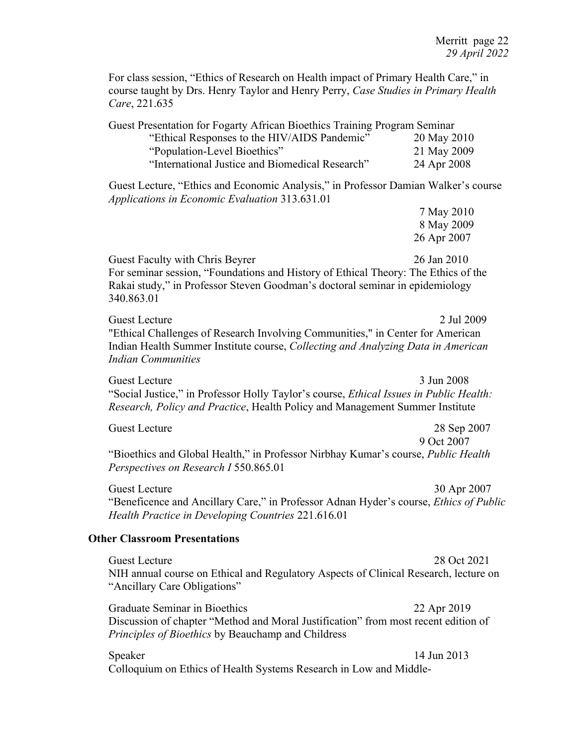For class session, "Ethics of Research on Health impact of Primary Health Care," in course taught by Drs. Henry Taylor and Henry Perry, *Case Studies in Primary Health Care*, 221.635

Guest Presentation for Fogarty African Bioethics Training Program Seminar

| | |
|---|---|
| "Ethical Responses to the HIV/AIDS Pandemic" | 20 May 2010 |
| "Population-Level Bioethics" | 21 May 2009 |
| "International Justice and Biomedical Research" | 24 Apr 2008 |

Guest Lecture, "Ethics and Economic Analysis," in Professor Damian Walker's course *Applications in Economic Evaluation* 313.631.01

7 May 2010
8 May 2009
26 Apr 2007

Guest Faculty with Chris Beyrer — 26 Jan 2010
For seminar session, "Foundations and History of Ethical Theory: The Ethics of the Rakai study," in Professor Steven Goodman's doctoral seminar in epidemiology 340.863.01

Guest Lecture — 2 Jul 2009
"Ethical Challenges of Research Involving Communities," in Center for American Indian Health Summer Institute course, *Collecting and Analyzing Data in American Indian Communities*

Guest Lecture — 3 Jun 2008
"Social Justice," in Professor Holly Taylor's course, *Ethical Issues in Public Health: Research, Policy and Practice*, Health Policy and Management Summer Institute

Guest Lecture — 28 Sep 2007, 9 Oct 2007
"Bioethics and Global Health," in Professor Nirbhay Kumar's course, *Public Health Perspectives on Research I* 550.865.01

Guest Lecture — 30 Apr 2007
"Beneficence and Ancillary Care," in Professor Adnan Hyder's course, *Ethics of Public Health Practice in Developing Countries* 221.616.01

### Other Classroom Presentations

Guest Lecture — 28 Oct 2021
NIH annual course on Ethical and Regulatory Aspects of Clinical Research, lecture on "Ancillary Care Obligations"

Graduate Seminar in Bioethics — 22 Apr 2019
Discussion of chapter "Method and Moral Justification" from most recent edition of *Principles of Bioethics* by Beauchamp and Childress

Speaker — 14 Jun 2013
Colloquium on Ethics of Health Systems Research in Low and Middle-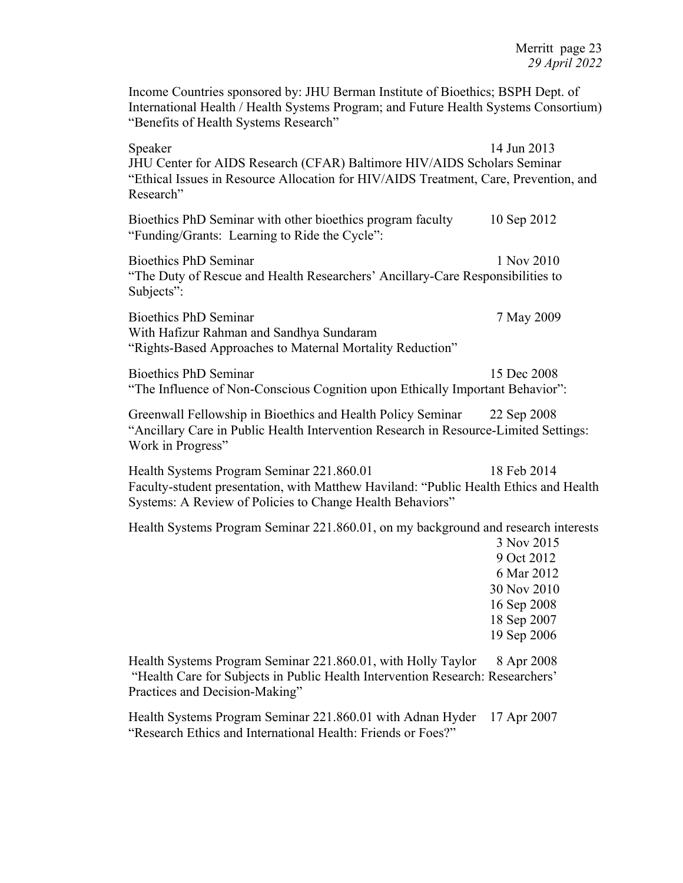Income Countries sponsored by: JHU Berman Institute of Bioethics; BSPH Dept. of International Health / Health Systems Program; and Future Health Systems Consortium) "Benefits of Health Systems Research"

Speaker 14 Jun 2013
JHU Center for AIDS Research (CFAR) Baltimore HIV/AIDS Scholars Seminar
"Ethical Issues in Resource Allocation for HIV/AIDS Treatment, Care, Prevention, and Research"

Bioethics PhD Seminar with other bioethics program faculty 10 Sep 2012
"Funding/Grants: Learning to Ride the Cycle":

Bioethics PhD Seminar 1 Nov 2010
"The Duty of Rescue and Health Researchers' Ancillary-Care Responsibilities to Subjects":

Bioethics PhD Seminar 7 May 2009
With Hafizur Rahman and Sandhya Sundaram
"Rights-Based Approaches to Maternal Mortality Reduction"

Bioethics PhD Seminar 15 Dec 2008
"The Influence of Non-Conscious Cognition upon Ethically Important Behavior":

Greenwall Fellowship in Bioethics and Health Policy Seminar 22 Sep 2008
"Ancillary Care in Public Health Intervention Research in Resource-Limited Settings: Work in Progress"

Health Systems Program Seminar 221.860.01 18 Feb 2014
Faculty-student presentation, with Matthew Haviland: "Public Health Ethics and Health Systems: A Review of Policies to Change Health Behaviors"

Health Systems Program Seminar 221.860.01, on my background and research interests
3 Nov 2015
9 Oct 2012
6 Mar 2012
30 Nov 2010
16 Sep 2008
18 Sep 2007
19 Sep 2006

Health Systems Program Seminar 221.860.01, with Holly Taylor 8 Apr 2008
"Health Care for Subjects in Public Health Intervention Research: Researchers' Practices and Decision-Making"

Health Systems Program Seminar 221.860.01 with Adnan Hyder 17 Apr 2007
"Research Ethics and International Health: Friends or Foes?"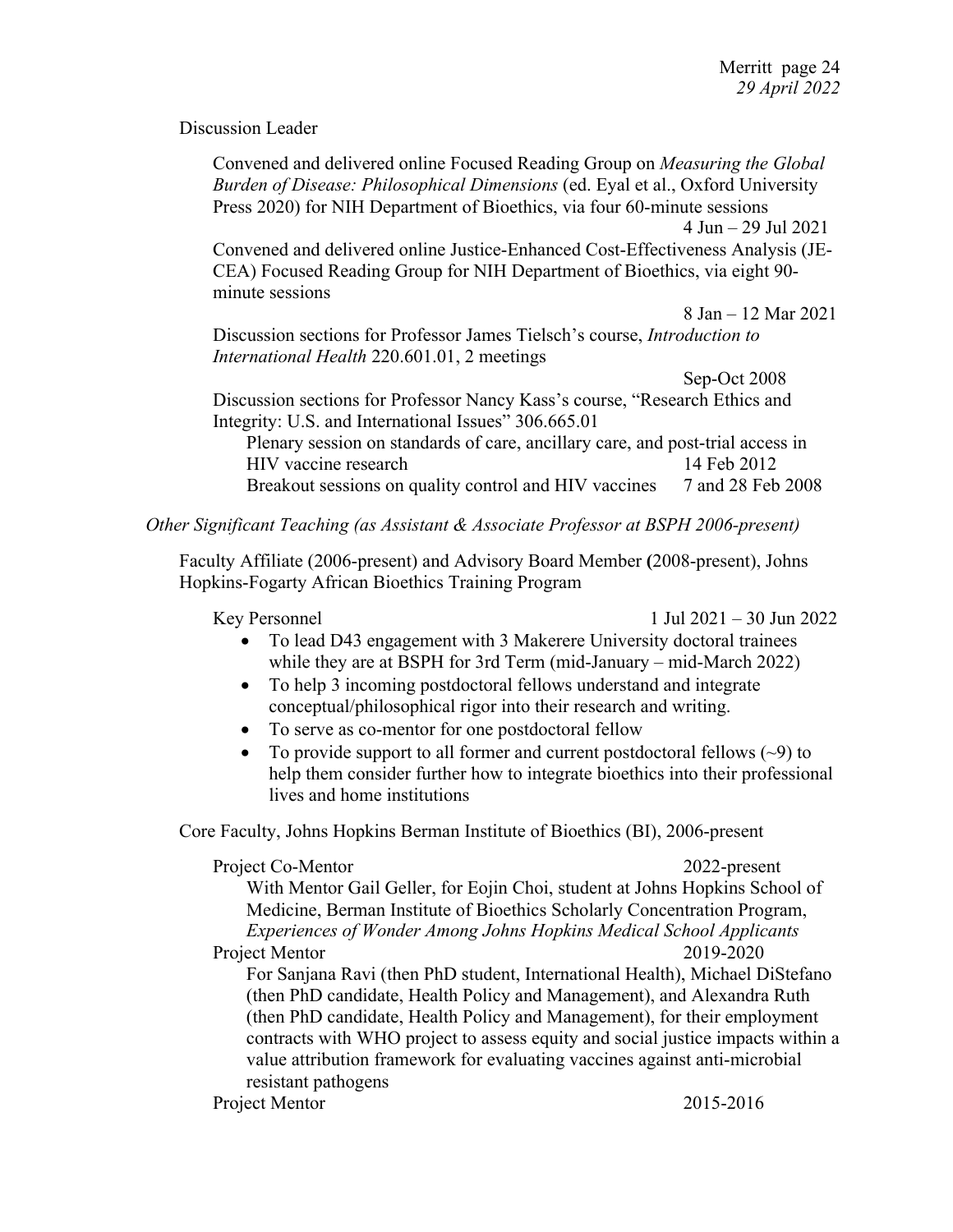Discussion Leader

Convened and delivered online Focused Reading Group on *Measuring the Global Burden of Disease: Philosophical Dimensions* (ed. Eyal et al., Oxford University Press 2020) for NIH Department of Bioethics, via four 60-minute sessions
4 Jun – 29 Jul 2021

Convened and delivered online Justice-Enhanced Cost-Effectiveness Analysis (JE-CEA) Focused Reading Group for NIH Department of Bioethics, via eight 90-minute sessions
8 Jan – 12 Mar 2021

Discussion sections for Professor James Tielsch's course, *Introduction to International Health* 220.601.01, 2 meetings
Sep-Oct 2008

Discussion sections for Professor Nancy Kass's course, "Research Ethics and Integrity: U.S. and International Issues" 306.665.01

- Plenary session on standards of care, ancillary care, and post-trial access in HIV vaccine research — 14 Feb 2012
- Breakout sessions on quality control and HIV vaccines — 7 and 28 Feb 2008

*Other Significant Teaching (as Assistant & Associate Professor at BSPH 2006-present)*

Faculty Affiliate (2006-present) and Advisory Board Member **(**2008-present), Johns Hopkins-Fogarty African Bioethics Training Program

Key Personnel — 1 Jul 2021 – 30 Jun 2022

- To lead D43 engagement with 3 Makerere University doctoral trainees while they are at BSPH for 3rd Term (mid-January – mid-March 2022)
- To help 3 incoming postdoctoral fellows understand and integrate conceptual/philosophical rigor into their research and writing.
- To serve as co-mentor for one postdoctoral fellow
- To provide support to all former and current postdoctoral fellows (~9) to help them consider further how to integrate bioethics into their professional lives and home institutions

Core Faculty, Johns Hopkins Berman Institute of Bioethics (BI), 2006-present

Project Co-Mentor — 2022-present

With Mentor Gail Geller, for Eojin Choi, student at Johns Hopkins School of Medicine, Berman Institute of Bioethics Scholarly Concentration Program, *Experiences of Wonder Among Johns Hopkins Medical School Applicants*

Project Mentor — 2019-2020

For Sanjana Ravi (then PhD student, International Health), Michael DiStefano (then PhD candidate, Health Policy and Management), and Alexandra Ruth (then PhD candidate, Health Policy and Management), for their employment contracts with WHO project to assess equity and social justice impacts within a value attribution framework for evaluating vaccines against anti-microbial resistant pathogens

Project Mentor — 2015-2016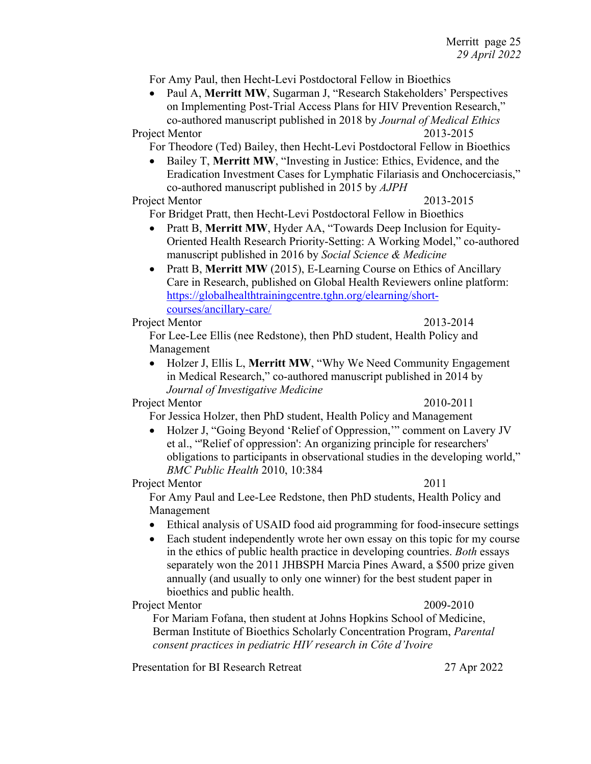For Amy Paul, then Hecht-Levi Postdoctoral Fellow in Bioethics

- Paul A, **Merritt MW**, Sugarman J, "Research Stakeholders' Perspectives on Implementing Post-Trial Access Plans for HIV Prevention Research," co-authored manuscript published in 2018 by *Journal of Medical Ethics*

Project Mentor 2013-2015

For Theodore (Ted) Bailey, then Hecht-Levi Postdoctoral Fellow in Bioethics

- Bailey T, **Merritt MW**, "Investing in Justice: Ethics, Evidence, and the Eradication Investment Cases for Lymphatic Filariasis and Onchocerciasis," co-authored manuscript published in 2015 by *AJPH*

Project Mentor 2013-2015

For Bridget Pratt, then Hecht-Levi Postdoctoral Fellow in Bioethics

- Pratt B, **Merritt MW**, Hyder AA, "Towards Deep Inclusion for Equity-Oriented Health Research Priority-Setting: A Working Model," co-authored manuscript published in 2016 by *Social Science & Medicine*
- Pratt B, **Merritt MW** (2015), E-Learning Course on Ethics of Ancillary Care in Research, published on Global Health Reviewers online platform: https://globalhealthtrainingcentre.tghn.org/elearning/short-courses/ancillary-care/

Project Mentor 2013-2014

For Lee-Lee Ellis (nee Redstone), then PhD student, Health Policy and Management

- Holzer J, Ellis L, **Merritt MW**, "Why We Need Community Engagement in Medical Research," co-authored manuscript published in 2014 by *Journal of Investigative Medicine*

Project Mentor 2010-2011

For Jessica Holzer, then PhD student, Health Policy and Management

- Holzer J, "Going Beyond 'Relief of Oppression,'" comment on Lavery JV et al., "'Relief of oppression': An organizing principle for researchers' obligations to participants in observational studies in the developing world," *BMC Public Health* 2010, 10:384

Project Mentor 2011

For Amy Paul and Lee-Lee Redstone, then PhD students, Health Policy and Management

- Ethical analysis of USAID food aid programming for food-insecure settings
- Each student independently wrote her own essay on this topic for my course in the ethics of public health practice in developing countries. *Both* essays separately won the 2011 JHBSPH Marcia Pines Award, a $500 prize given annually (and usually to only one winner) for the best student paper in bioethics and public health.

Project Mentor 2009-2010

For Mariam Fofana, then student at Johns Hopkins School of Medicine, Berman Institute of Bioethics Scholarly Concentration Program, *Parental consent practices in pediatric HIV research in Côte d'Ivoire*

Presentation for BI Research Retreat 27 Apr 2022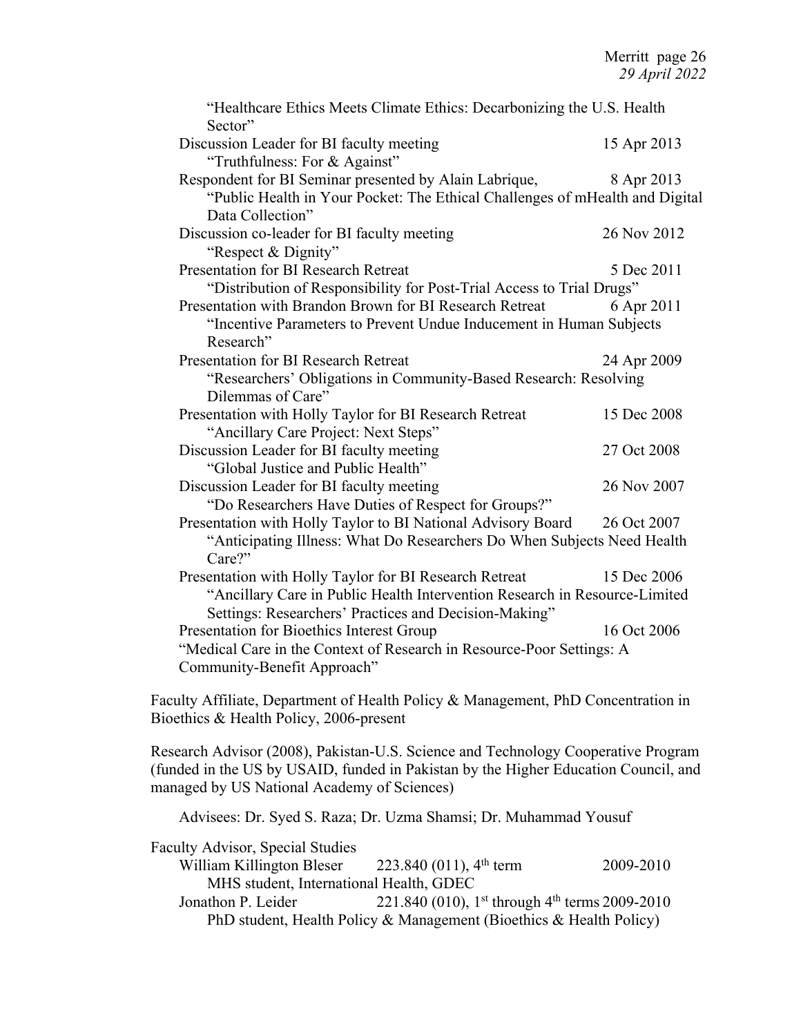"Healthcare Ethics Meets Climate Ethics: Decarbonizing the U.S. Health Sector"

Discussion Leader for BI faculty meeting — 15 Apr 2013
"Truthfulness: For & Against"

Respondent for BI Seminar presented by Alain Labrique, — 8 Apr 2013
"Public Health in Your Pocket: The Ethical Challenges of mHealth and Digital Data Collection"

Discussion co-leader for BI faculty meeting — 26 Nov 2012
"Respect & Dignity"

Presentation for BI Research Retreat — 5 Dec 2011
"Distribution of Responsibility for Post-Trial Access to Trial Drugs"

Presentation with Brandon Brown for BI Research Retreat — 6 Apr 2011
"Incentive Parameters to Prevent Undue Inducement in Human Subjects Research"

Presentation for BI Research Retreat — 24 Apr 2009
"Researchers' Obligations in Community-Based Research: Resolving Dilemmas of Care"

Presentation with Holly Taylor for BI Research Retreat — 15 Dec 2008
"Ancillary Care Project: Next Steps"

Discussion Leader for BI faculty meeting — 27 Oct 2008
"Global Justice and Public Health"

Discussion Leader for BI faculty meeting — 26 Nov 2007
"Do Researchers Have Duties of Respect for Groups?"

Presentation with Holly Taylor to BI National Advisory Board — 26 Oct 2007
"Anticipating Illness: What Do Researchers Do When Subjects Need Health Care?"

Presentation with Holly Taylor for BI Research Retreat — 15 Dec 2006
"Ancillary Care in Public Health Intervention Research in Resource-Limited Settings: Researchers' Practices and Decision-Making"

Presentation for Bioethics Interest Group — 16 Oct 2006
"Medical Care in the Context of Research in Resource-Poor Settings: A Community-Benefit Approach"

Faculty Affiliate, Department of Health Policy & Management, PhD Concentration in Bioethics & Health Policy, 2006-present

Research Advisor (2008), Pakistan-U.S. Science and Technology Cooperative Program (funded in the US by USAID, funded in Pakistan by the Higher Education Council, and managed by US National Academy of Sciences)

Advisees: Dr. Syed S. Raza; Dr. Uzma Shamsi; Dr. Muhammad Yousuf

Faculty Advisor, Special Studies

William Killington Bleser — 223.840 (011), 4th term — 2009-2010
MHS student, International Health, GDEC

Jonathon P. Leider — 221.840 (010), 1st through 4th terms — 2009-2010
PhD student, Health Policy & Management (Bioethics & Health Policy)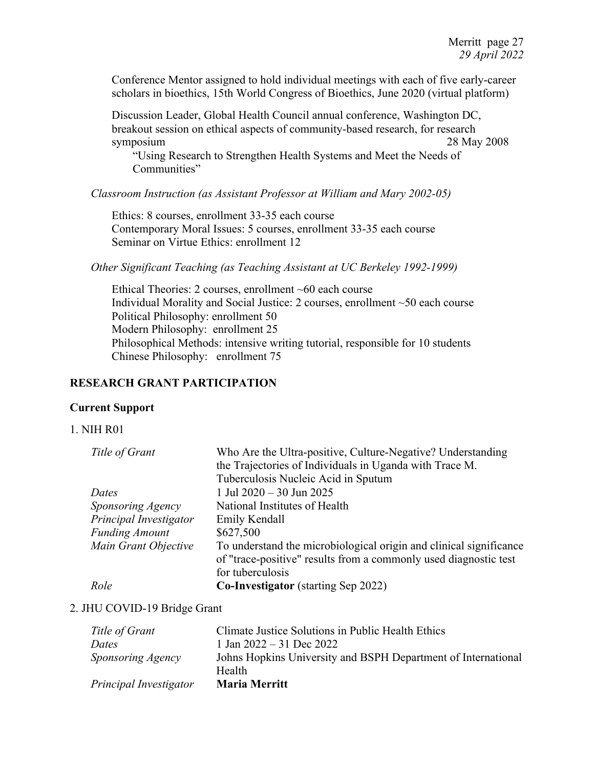Conference Mentor assigned to hold individual meetings with each of five early-career scholars in bioethics, 15th World Congress of Bioethics, June 2020 (virtual platform)

Discussion Leader, Global Health Council annual conference, Washington DC, breakout session on ethical aspects of community-based research, for research symposium 28 May 2008
"Using Research to Strengthen Health Systems and Meet the Needs of Communities"

*Classroom Instruction (as Assistant Professor at William and Mary 2002-05)*

Ethics: 8 courses, enrollment 33-35 each course
Contemporary Moral Issues: 5 courses, enrollment 33-35 each course
Seminar on Virtue Ethics: enrollment 12

*Other Significant Teaching (as Teaching Assistant at UC Berkeley 1992-1999)*

Ethical Theories: 2 courses, enrollment ~60 each course
Individual Morality and Social Justice: 2 courses, enrollment ~50 each course
Political Philosophy: enrollment 50
Modern Philosophy: enrollment 25
Philosophical Methods: intensive writing tutorial, responsible for 10 students
Chinese Philosophy: enrollment 75

## RESEARCH GRANT PARTICIPATION

### Current Support

1. NIH R01

| | |
|---|---|
| *Title of Grant* | Who Are the Ultra-positive, Culture-Negative? Understanding the Trajectories of Individuals in Uganda with Trace M. Tuberculosis Nucleic Acid in Sputum |
| *Dates* | 1 Jul 2020 – 30 Jun 2025 |
| *Sponsoring Agency* | National Institutes of Health |
| *Principal Investigator* | Emily Kendall |
| *Funding Amount* | $627,500 |
| *Main Grant Objective* | To understand the microbiological origin and clinical significance of "trace-positive" results from a commonly used diagnostic test for tuberculosis |
| *Role* | **Co-Investigator** (starting Sep 2022) |

2. JHU COVID-19 Bridge Grant

| | |
|---|---|
| *Title of Grant* | Climate Justice Solutions in Public Health Ethics |
| *Dates* | 1 Jan 2022 – 31 Dec 2022 |
| *Sponsoring Agency* | Johns Hopkins University and BSPH Department of International Health |
| *Principal Investigator* | **Maria Merritt** |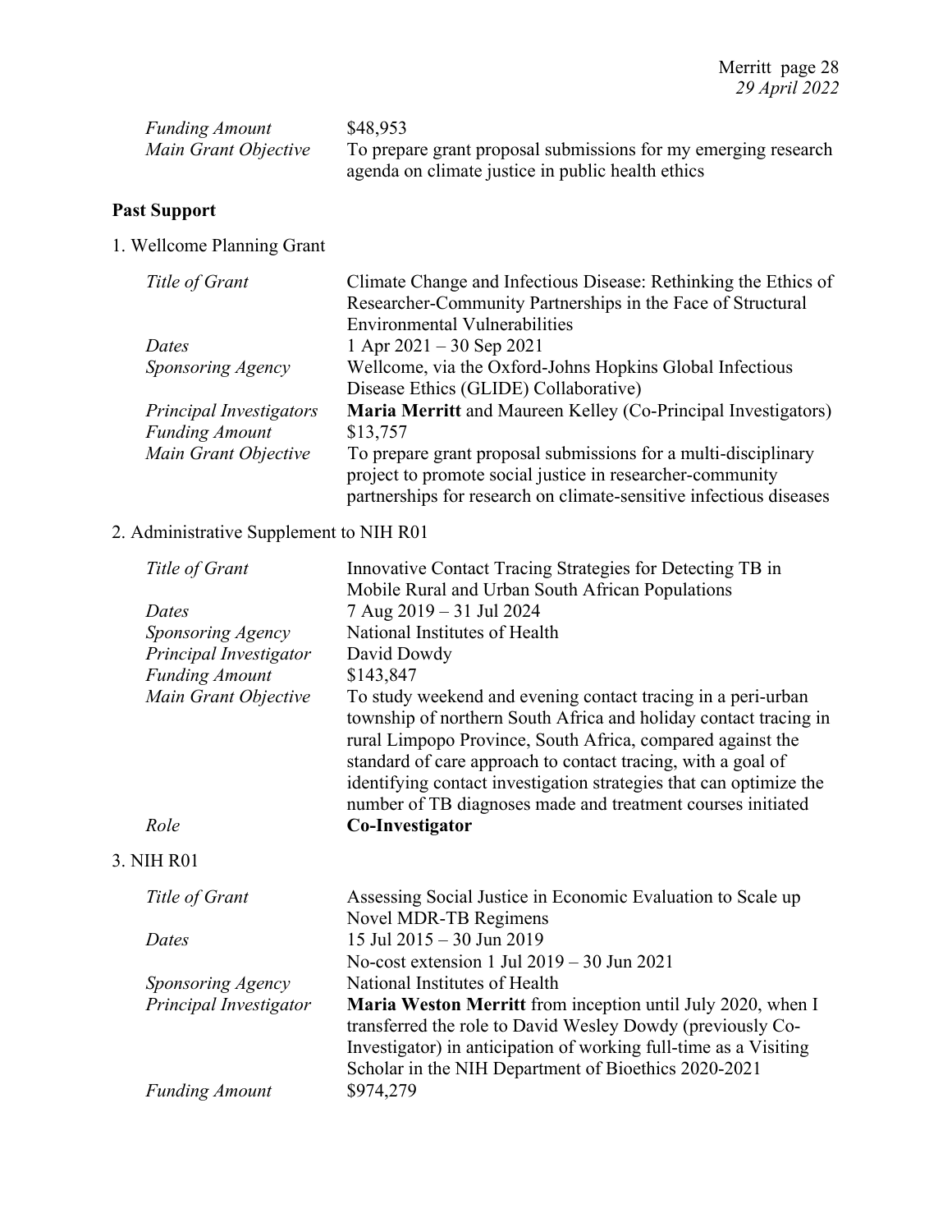| | |
|---|---|
| *Funding Amount* | $48,953 |
| *Main Grant Objective* | To prepare grant proposal submissions for my emerging research agenda on climate justice in public health ethics |

**Past Support**

1. Wellcome Planning Grant

| | |
|---|---|
| *Title of Grant* | Climate Change and Infectious Disease: Rethinking the Ethics of Researcher-Community Partnerships in the Face of Structural Environmental Vulnerabilities |
| *Dates* | 1 Apr 2021 – 30 Sep 2021 |
| *Sponsoring Agency* | Wellcome, via the Oxford-Johns Hopkins Global Infectious Disease Ethics (GLIDE) Collaborative) |
| *Principal Investigators* | **Maria Merritt** and Maureen Kelley (Co-Principal Investigators) |
| *Funding Amount* | $13,757 |
| *Main Grant Objective* | To prepare grant proposal submissions for a multi-disciplinary project to promote social justice in researcher-community partnerships for research on climate-sensitive infectious diseases |

2. Administrative Supplement to NIH R01

| | |
|---|---|
| *Title of Grant* | Innovative Contact Tracing Strategies for Detecting TB in Mobile Rural and Urban South African Populations |
| *Dates* | 7 Aug 2019 – 31 Jul 2024 |
| *Sponsoring Agency* | National Institutes of Health |
| *Principal Investigator* | David Dowdy |
| *Funding Amount* | $143,847 |
| *Main Grant Objective* | To study weekend and evening contact tracing in a peri-urban township of northern South Africa and holiday contact tracing in rural Limpopo Province, South Africa, compared against the standard of care approach to contact tracing, with a goal of identifying contact investigation strategies that can optimize the number of TB diagnoses made and treatment courses initiated |
| *Role* | **Co-Investigator** |

3. NIH R01

| | |
|---|---|
| *Title of Grant* | Assessing Social Justice in Economic Evaluation to Scale up Novel MDR-TB Regimens |
| *Dates* | 15 Jul 2015 – 30 Jun 2019<br>No-cost extension 1 Jul 2019 – 30 Jun 2021 |
| *Sponsoring Agency* | National Institutes of Health |
| *Principal Investigator* | **Maria Weston Merritt** from inception until July 2020, when I transferred the role to David Wesley Dowdy (previously Co-Investigator) in anticipation of working full-time as a Visiting Scholar in the NIH Department of Bioethics 2020-2021 |
| *Funding Amount* | $974,279 |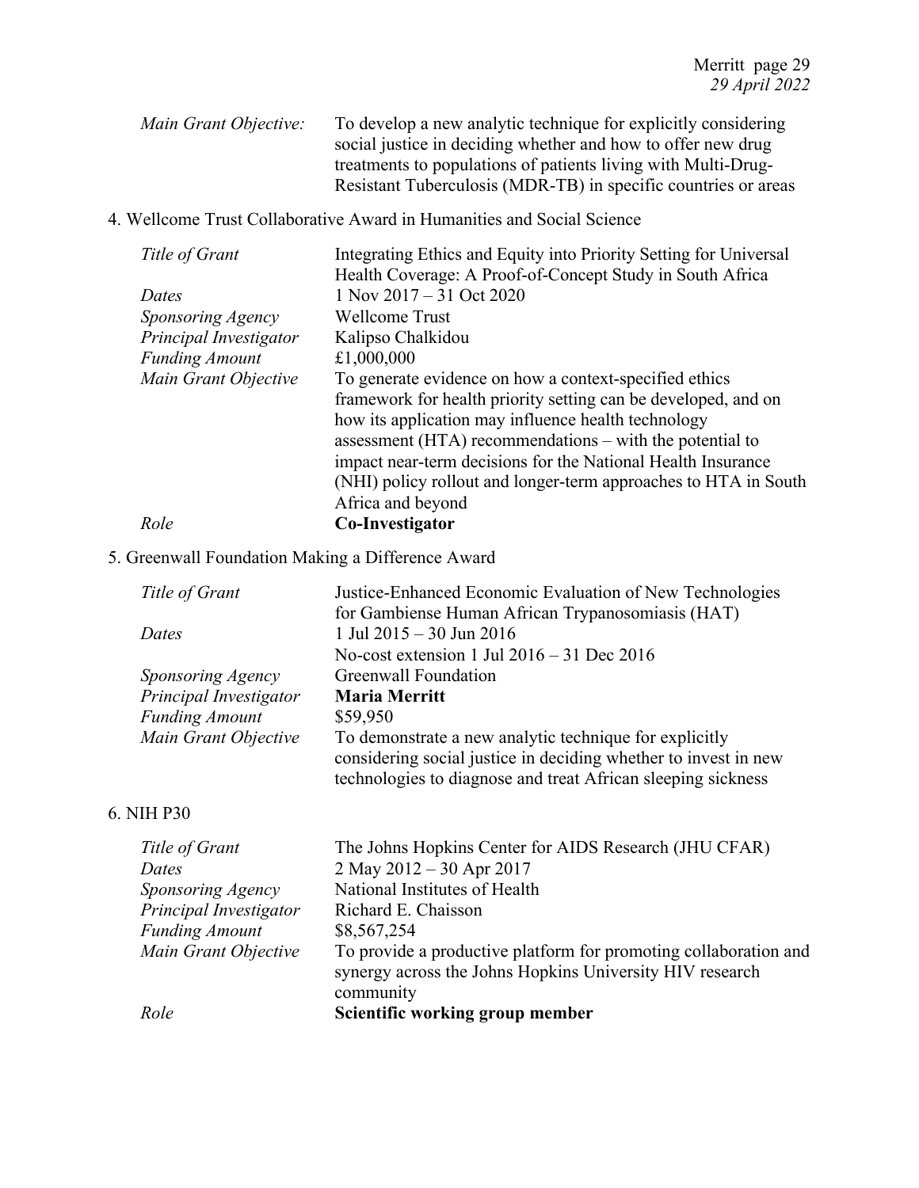| | |
|---|---|
| *Main Grant Objective:* | To develop a new analytic technique for explicitly considering social justice in deciding whether and how to offer new drug treatments to populations of patients living with Multi-Drug-Resistant Tuberculosis (MDR-TB) in specific countries or areas |

4. Wellcome Trust Collaborative Award in Humanities and Social Science

| | |
|---|---|
| *Title of Grant* | Integrating Ethics and Equity into Priority Setting for Universal Health Coverage: A Proof-of-Concept Study in South Africa |
| *Dates* | 1 Nov 2017 – 31 Oct 2020 |
| *Sponsoring Agency* | Wellcome Trust |
| *Principal Investigator* | Kalipso Chalkidou |
| *Funding Amount* | £1,000,000 |
| *Main Grant Objective* | To generate evidence on how a context-specified ethics framework for health priority setting can be developed, and on how its application may influence health technology assessment (HTA) recommendations – with the potential to impact near-term decisions for the National Health Insurance (NHI) policy rollout and longer-term approaches to HTA in South Africa and beyond |
| *Role* | **Co-Investigator** |

5. Greenwall Foundation Making a Difference Award

| | |
|---|---|
| *Title of Grant* | Justice-Enhanced Economic Evaluation of New Technologies for Gambiense Human African Trypanosomiasis (HAT) |
| *Dates* | 1 Jul 2015 – 30 Jun 2016<br>No-cost extension 1 Jul 2016 – 31 Dec 2016 |
| *Sponsoring Agency* | Greenwall Foundation |
| *Principal Investigator* | **Maria Merritt** |
| *Funding Amount* | $59,950 |
| *Main Grant Objective* | To demonstrate a new analytic technique for explicitly considering social justice in deciding whether to invest in new technologies to diagnose and treat African sleeping sickness |

6. NIH P30

| | |
|---|---|
| *Title of Grant* | The Johns Hopkins Center for AIDS Research (JHU CFAR) |
| *Dates* | 2 May 2012 – 30 Apr 2017 |
| *Sponsoring Agency* | National Institutes of Health |
| *Principal Investigator* | Richard E. Chaisson |
| *Funding Amount* | $8,567,254 |
| *Main Grant Objective* | To provide a productive platform for promoting collaboration and synergy across the Johns Hopkins University HIV research community |
| *Role* | **Scientific working group member** |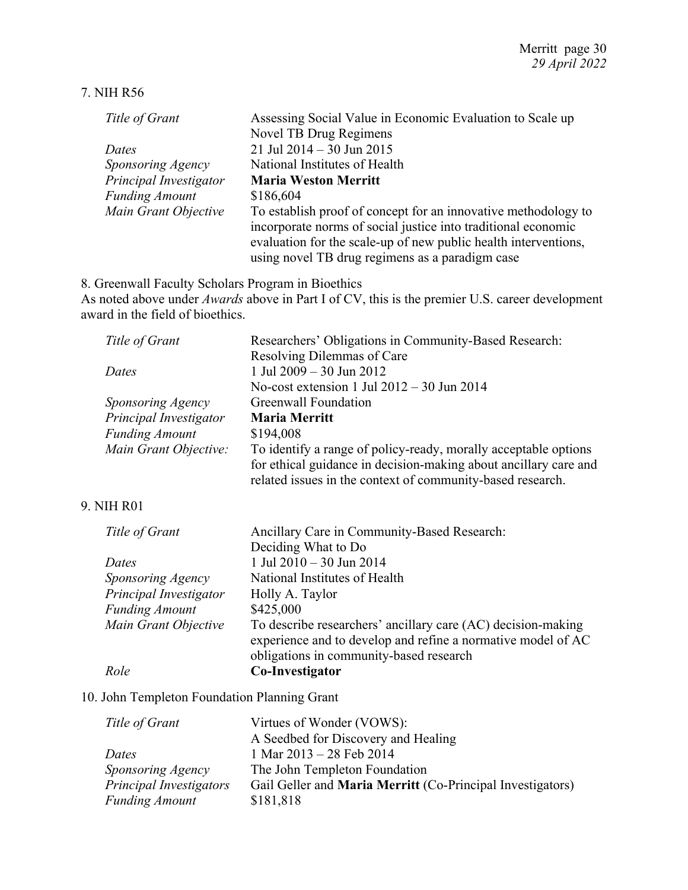7. NIH R56

| | |
|---|---|
| *Title of Grant* | Assessing Social Value in Economic Evaluation to Scale up Novel TB Drug Regimens |
| *Dates* | 21 Jul 2014 – 30 Jun 2015 |
| *Sponsoring Agency* | National Institutes of Health |
| *Principal Investigator* | **Maria Weston Merritt** |
| *Funding Amount* | $186,604 |
| *Main Grant Objective* | To establish proof of concept for an innovative methodology to incorporate norms of social justice into traditional economic evaluation for the scale-up of new public health interventions, using novel TB drug regimens as a paradigm case |

8. Greenwall Faculty Scholars Program in Bioethics
As noted above under *Awards* above in Part I of CV, this is the premier U.S. career development award in the field of bioethics.

| | |
|---|---|
| *Title of Grant* | Researchers' Obligations in Community-Based Research: Resolving Dilemmas of Care |
| *Dates* | 1 Jul 2009 – 30 Jun 2012<br>No-cost extension 1 Jul 2012 – 30 Jun 2014 |
| *Sponsoring Agency* | Greenwall Foundation |
| *Principal Investigator* | **Maria Merritt** |
| *Funding Amount* | $194,008 |
| *Main Grant Objective:* | To identify a range of policy-ready, morally acceptable options for ethical guidance in decision-making about ancillary care and related issues in the context of community-based research. |

9. NIH R01

| | |
|---|---|
| *Title of Grant* | Ancillary Care in Community-Based Research: Deciding What to Do |
| *Dates* | 1 Jul 2010 – 30 Jun 2014 |
| *Sponsoring Agency* | National Institutes of Health |
| *Principal Investigator* | Holly A. Taylor |
| *Funding Amount* | $425,000 |
| *Main Grant Objective* | To describe researchers' ancillary care (AC) decision-making experience and to develop and refine a normative model of AC obligations in community-based research |
| *Role* | **Co-Investigator** |

10. John Templeton Foundation Planning Grant

| | |
|---|---|
| *Title of Grant* | Virtues of Wonder (VOWS): A Seedbed for Discovery and Healing |
| *Dates* | 1 Mar 2013 – 28 Feb 2014 |
| *Sponsoring Agency* | The John Templeton Foundation |
| *Principal Investigators* | Gail Geller and **Maria Merritt** (Co-Principal Investigators) |
| *Funding Amount* | $181,818 |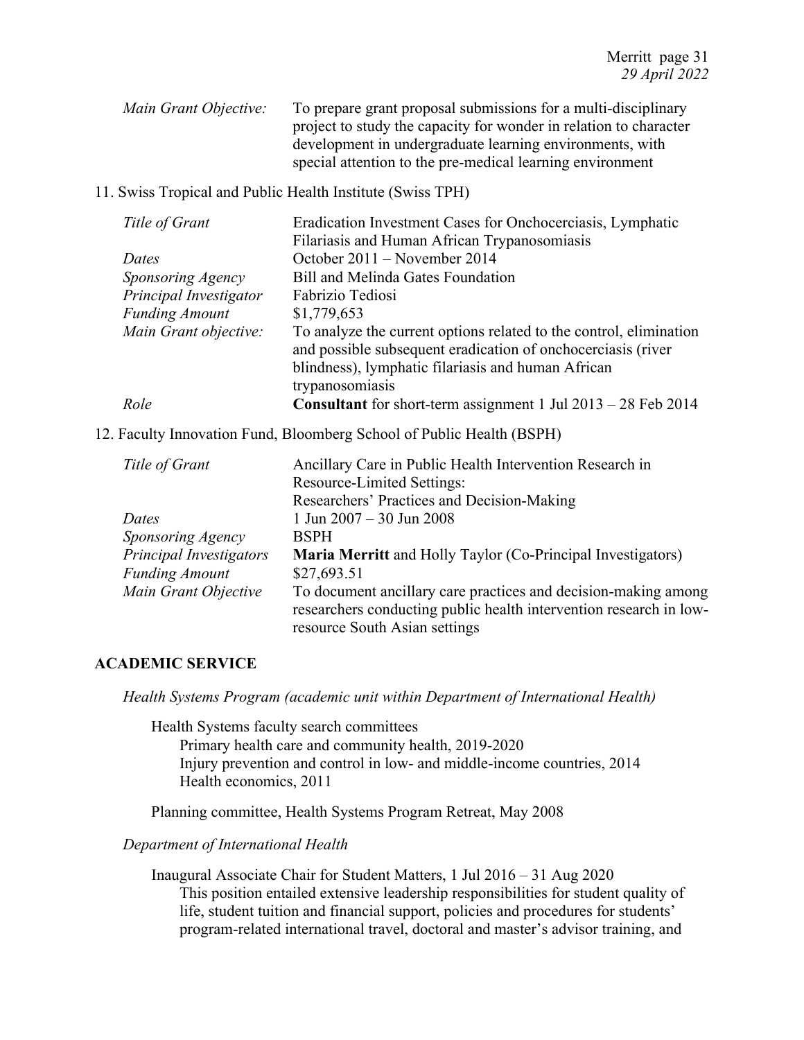| | |
|---|---|
| *Main Grant Objective:* | To prepare grant proposal submissions for a multi-disciplinary project to study the capacity for wonder in relation to character development in undergraduate learning environments, with special attention to the pre-medical learning environment |

11. Swiss Tropical and Public Health Institute (Swiss TPH)

| | |
|---|---|
| *Title of Grant* | Eradication Investment Cases for Onchocerciasis, Lymphatic Filariasis and Human African Trypanosomiasis |
| *Dates* | October 2011 – November 2014 |
| *Sponsoring Agency* | Bill and Melinda Gates Foundation |
| *Principal Investigator* | Fabrizio Tediosi |
| *Funding Amount* | $1,779,653 |
| *Main Grant objective:* | To analyze the current options related to the control, elimination and possible subsequent eradication of onchocerciasis (river blindness), lymphatic filariasis and human African trypanosomiasis |
| *Role* | **Consultant** for short-term assignment 1 Jul 2013 – 28 Feb 2014 |

12. Faculty Innovation Fund, Bloomberg School of Public Health (BSPH)

| | |
|---|---|
| *Title of Grant* | Ancillary Care in Public Health Intervention Research in Resource-Limited Settings: Researchers' Practices and Decision-Making |
| *Dates* | 1 Jun 2007 – 30 Jun 2008 |
| *Sponsoring Agency* | BSPH |
| *Principal Investigators* | **Maria Merritt** and Holly Taylor (Co-Principal Investigators) |
| *Funding Amount* | $27,693.51 |
| *Main Grant Objective* | To document ancillary care practices and decision-making among researchers conducting public health intervention research in low-resource South Asian settings |

## ACADEMIC SERVICE

*Health Systems Program (academic unit within Department of International Health)*

Health Systems faculty search committees
- Primary health care and community health, 2019-2020
- Injury prevention and control in low- and middle-income countries, 2014
- Health economics, 2011

Planning committee, Health Systems Program Retreat, May 2008

*Department of International Health*

Inaugural Associate Chair for Student Matters, 1 Jul 2016 – 31 Aug 2020
This position entailed extensive leadership responsibilities for student quality of life, student tuition and financial support, policies and procedures for students' program-related international travel, doctoral and master's advisor training, and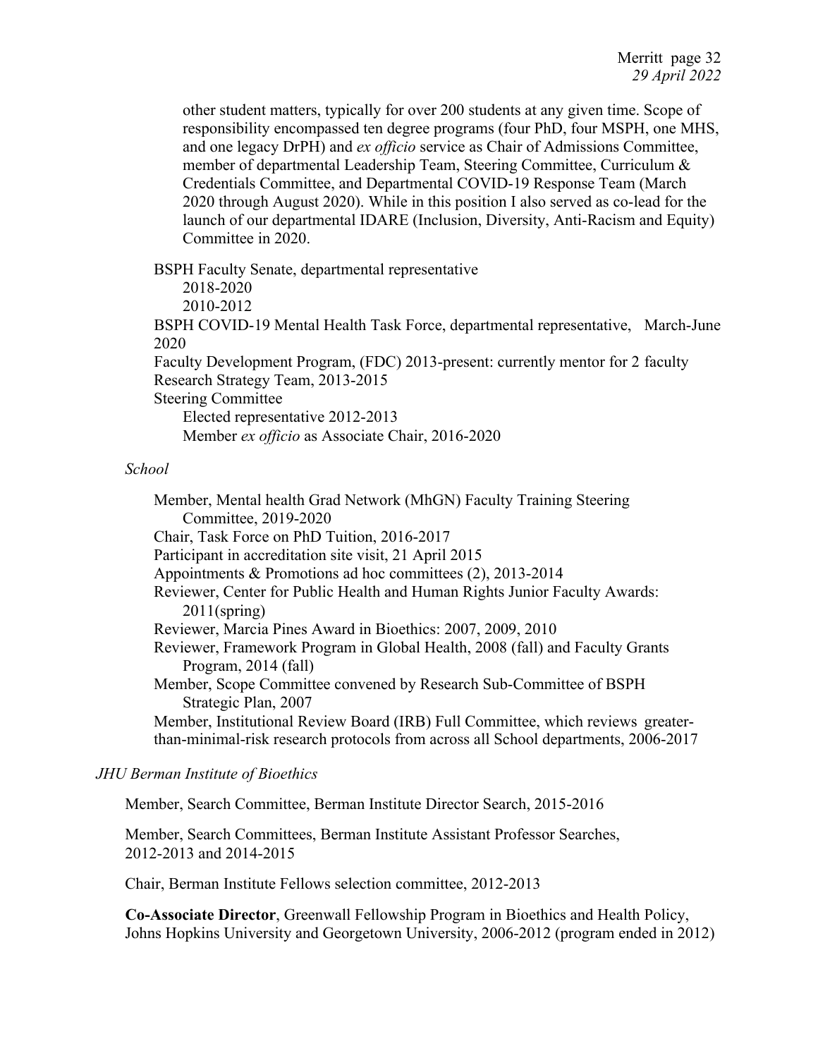other student matters, typically for over 200 students at any given time. Scope of responsibility encompassed ten degree programs (four PhD, four MSPH, one MHS, and one legacy DrPH) and *ex officio* service as Chair of Admissions Committee, member of departmental Leadership Team, Steering Committee, Curriculum & Credentials Committee, and Departmental COVID-19 Response Team (March 2020 through August 2020). While in this position I also served as co-lead for the launch of our departmental IDARE (Inclusion, Diversity, Anti-Racism and Equity) Committee in 2020.

BSPH Faculty Senate, departmental representative
- 2018-2020
- 2010-2012

BSPH COVID-19 Mental Health Task Force, departmental representative, March-June 2020

Faculty Development Program, (FDC) 2013-present: currently mentor for 2 faculty

Research Strategy Team, 2013-2015

Steering Committee
- Elected representative 2012-2013
- Member *ex officio* as Associate Chair, 2016-2020

*School*

- Member, Mental health Grad Network (MhGN) Faculty Training Steering Committee, 2019-2020
- Chair, Task Force on PhD Tuition, 2016-2017
- Participant in accreditation site visit, 21 April 2015
- Appointments & Promotions ad hoc committees (2), 2013-2014
- Reviewer, Center for Public Health and Human Rights Junior Faculty Awards: 2011(spring)
- Reviewer, Marcia Pines Award in Bioethics: 2007, 2009, 2010
- Reviewer, Framework Program in Global Health, 2008 (fall) and Faculty Grants Program, 2014 (fall)
- Member, Scope Committee convened by Research Sub-Committee of BSPH Strategic Plan, 2007
- Member, Institutional Review Board (IRB) Full Committee, which reviews greater-than-minimal-risk research protocols from across all School departments, 2006-2017

*JHU Berman Institute of Bioethics*

Member, Search Committee, Berman Institute Director Search, 2015-2016

Member, Search Committees, Berman Institute Assistant Professor Searches, 2012-2013 and 2014-2015

Chair, Berman Institute Fellows selection committee, 2012-2013

**Co-Associate Director**, Greenwall Fellowship Program in Bioethics and Health Policy, Johns Hopkins University and Georgetown University, 2006-2012 (program ended in 2012)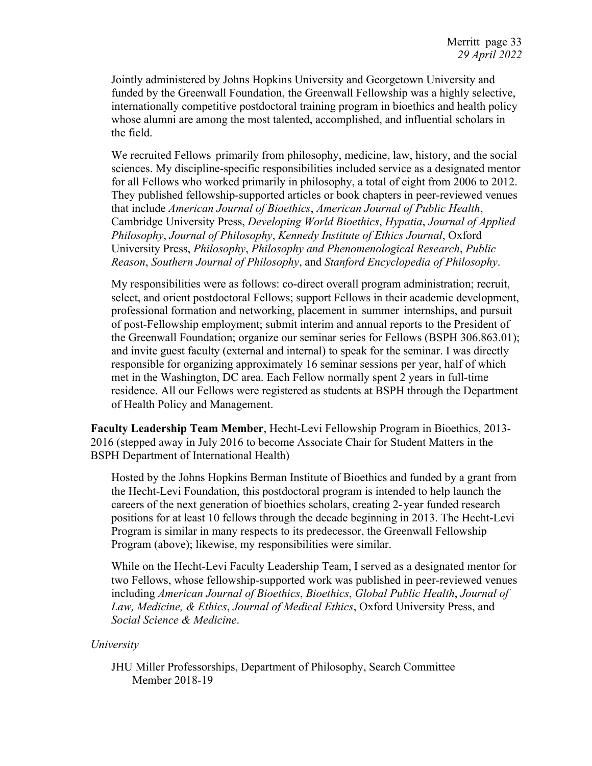Jointly administered by Johns Hopkins University and Georgetown University and funded by the Greenwall Foundation, the Greenwall Fellowship was a highly selective, internationally competitive postdoctoral training program in bioethics and health policy whose alumni are among the most talented, accomplished, and influential scholars in the field.

We recruited Fellows primarily from philosophy, medicine, law, history, and the social sciences. My discipline-specific responsibilities included service as a designated mentor for all Fellows who worked primarily in philosophy, a total of eight from 2006 to 2012. They published fellowship-supported articles or book chapters in peer-reviewed venues that include *American Journal of Bioethics*, *American Journal of Public Health*, Cambridge University Press, *Developing World Bioethics*, *Hypatia*, *Journal of Applied Philosophy*, *Journal of Philosophy*, *Kennedy Institute of Ethics Journal*, Oxford University Press, *Philosophy*, *Philosophy and Phenomenological Research*, *Public Reason*, *Southern Journal of Philosophy*, and *Stanford Encyclopedia of Philosophy*.

My responsibilities were as follows: co-direct overall program administration; recruit, select, and orient postdoctoral Fellows; support Fellows in their academic development, professional formation and networking, placement in summer internships, and pursuit of post-Fellowship employment; submit interim and annual reports to the President of the Greenwall Foundation; organize our seminar series for Fellows (BSPH 306.863.01); and invite guest faculty (external and internal) to speak for the seminar. I was directly responsible for organizing approximately 16 seminar sessions per year, half of which met in the Washington, DC area. Each Fellow normally spent 2 years in full-time residence. All our Fellows were registered as students at BSPH through the Department of Health Policy and Management.

**Faculty Leadership Team Member**, Hecht-Levi Fellowship Program in Bioethics, 2013-2016 (stepped away in July 2016 to become Associate Chair for Student Matters in the BSPH Department of International Health)

Hosted by the Johns Hopkins Berman Institute of Bioethics and funded by a grant from the Hecht-Levi Foundation, this postdoctoral program is intended to help launch the careers of the next generation of bioethics scholars, creating 2-year funded research positions for at least 10 fellows through the decade beginning in 2013. The Hecht-Levi Program is similar in many respects to its predecessor, the Greenwall Fellowship Program (above); likewise, my responsibilities were similar.

While on the Hecht-Levi Faculty Leadership Team, I served as a designated mentor for two Fellows, whose fellowship-supported work was published in peer-reviewed venues including *American Journal of Bioethics*, *Bioethics*, *Global Public Health*, *Journal of Law, Medicine, & Ethics*, *Journal of Medical Ethics*, Oxford University Press, and *Social Science & Medicine*.

*University*

JHU Miller Professorships, Department of Philosophy, Search Committee Member 2018-19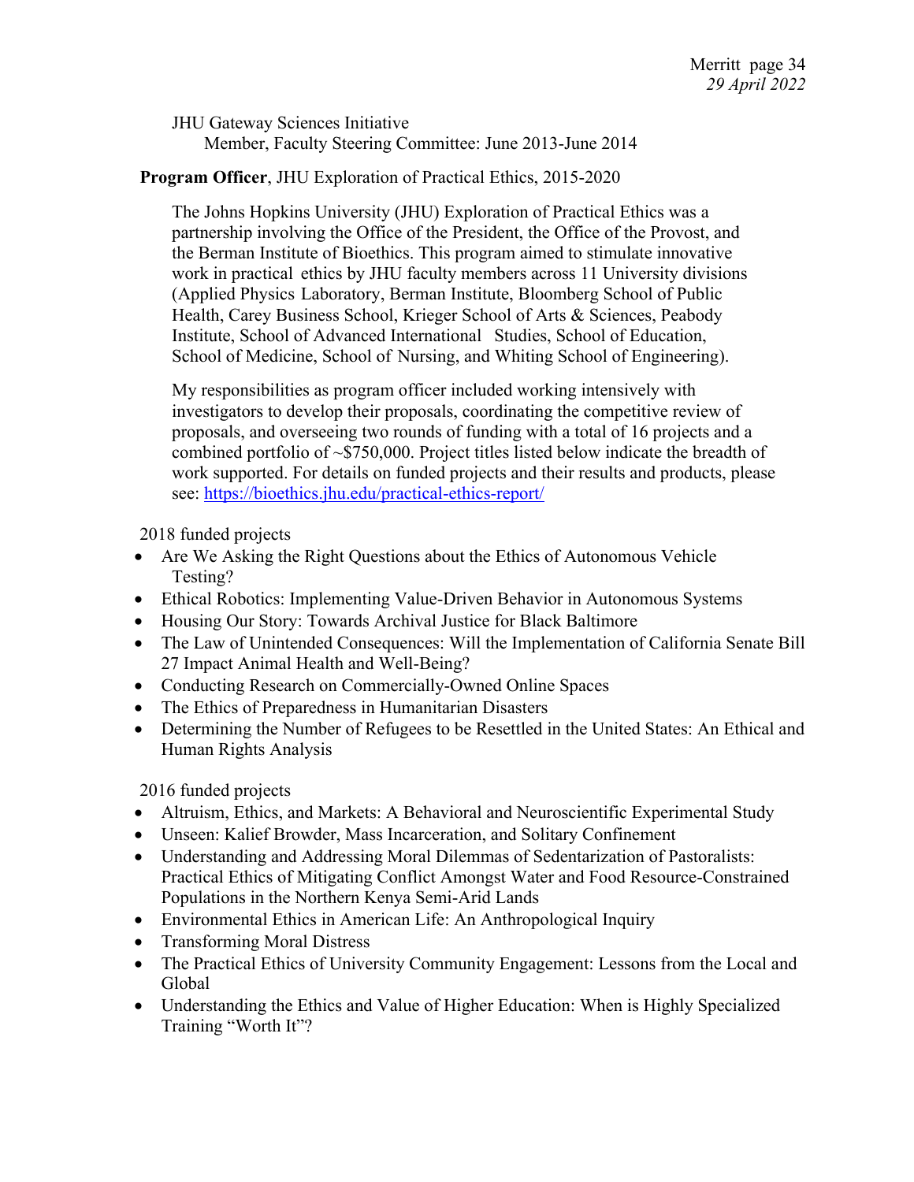JHU Gateway Sciences Initiative

Member, Faculty Steering Committee: June 2013-June 2014

**Program Officer**, JHU Exploration of Practical Ethics, 2015-2020

The Johns Hopkins University (JHU) Exploration of Practical Ethics was a partnership involving the Office of the President, the Office of the Provost, and the Berman Institute of Bioethics. This program aimed to stimulate innovative work in practical ethics by JHU faculty members across 11 University divisions (Applied Physics Laboratory, Berman Institute, Bloomberg School of Public Health, Carey Business School, Krieger School of Arts & Sciences, Peabody Institute, School of Advanced International Studies, School of Education, School of Medicine, School of Nursing, and Whiting School of Engineering).

My responsibilities as program officer included working intensively with investigators to develop their proposals, coordinating the competitive review of proposals, and overseeing two rounds of funding with a total of 16 projects and a combined portfolio of ~$750,000. Project titles listed below indicate the breadth of work supported. For details on funded projects and their results and products, please see: https://bioethics.jhu.edu/practical-ethics-report/

2018 funded projects

- Are We Asking the Right Questions about the Ethics of Autonomous Vehicle Testing?
- Ethical Robotics: Implementing Value-Driven Behavior in Autonomous Systems
- Housing Our Story: Towards Archival Justice for Black Baltimore
- The Law of Unintended Consequences: Will the Implementation of California Senate Bill 27 Impact Animal Health and Well-Being?
- Conducting Research on Commercially-Owned Online Spaces
- The Ethics of Preparedness in Humanitarian Disasters
- Determining the Number of Refugees to be Resettled in the United States: An Ethical and Human Rights Analysis

2016 funded projects

- Altruism, Ethics, and Markets: A Behavioral and Neuroscientific Experimental Study
- Unseen: Kalief Browder, Mass Incarceration, and Solitary Confinement
- Understanding and Addressing Moral Dilemmas of Sedentarization of Pastoralists: Practical Ethics of Mitigating Conflict Amongst Water and Food Resource-Constrained Populations in the Northern Kenya Semi-Arid Lands
- Environmental Ethics in American Life: An Anthropological Inquiry
- Transforming Moral Distress
- The Practical Ethics of University Community Engagement: Lessons from the Local and Global
- Understanding the Ethics and Value of Higher Education: When is Highly Specialized Training "Worth It"?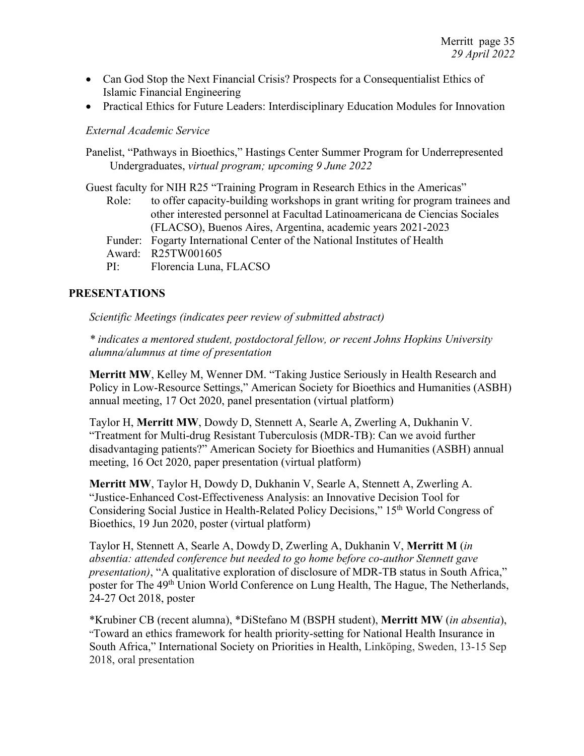- Can God Stop the Next Financial Crisis? Prospects for a Consequentialist Ethics of Islamic Financial Engineering
- Practical Ethics for Future Leaders: Interdisciplinary Education Modules for Innovation

*External Academic Service*

Panelist, "Pathways in Bioethics," Hastings Center Summer Program for Underrepresented Undergraduates, *virtual program; upcoming 9 June 2022*

Guest faculty for NIH R25 "Training Program in Research Ethics in the Americas"

Role: to offer capacity-building workshops in grant writing for program trainees and other interested personnel at Facultad Latinoamericana de Ciencias Sociales (FLACSO), Buenos Aires, Argentina, academic years 2021-2023

Funder: Fogarty International Center of the National Institutes of Health

Award: R25TW001605

PI: Florencia Luna, FLACSO

## PRESENTATIONS

*Scientific Meetings (indicates peer review of submitted abstract)*

*\* indicates a mentored student, postdoctoral fellow, or recent Johns Hopkins University alumna/alumnus at time of presentation*

**Merritt MW**, Kelley M, Wenner DM. "Taking Justice Seriously in Health Research and Policy in Low-Resource Settings," American Society for Bioethics and Humanities (ASBH) annual meeting, 17 Oct 2020, panel presentation (virtual platform)

Taylor H, **Merritt MW**, Dowdy D, Stennett A, Searle A, Zwerling A, Dukhanin V. "Treatment for Multi-drug Resistant Tuberculosis (MDR-TB): Can we avoid further disadvantaging patients?" American Society for Bioethics and Humanities (ASBH) annual meeting, 16 Oct 2020, paper presentation (virtual platform)

**Merritt MW**, Taylor H, Dowdy D, Dukhanin V, Searle A, Stennett A, Zwerling A. "Justice-Enhanced Cost-Effectiveness Analysis: an Innovative Decision Tool for Considering Social Justice in Health-Related Policy Decisions," 15th World Congress of Bioethics, 19 Jun 2020, poster (virtual platform)

Taylor H, Stennett A, Searle A, Dowdy D, Zwerling A, Dukhanin V, **Merritt M** (*in absentia: attended conference but needed to go home before co-author Stennett gave presentation)*, "A qualitative exploration of disclosure of MDR-TB status in South Africa," poster for The 49th Union World Conference on Lung Health, The Hague, The Netherlands, 24-27 Oct 2018, poster

\*Krubiner CB (recent alumna), \*DiStefano M (BSPH student), **Merritt MW** (*in absentia*), "Toward an ethics framework for health priority-setting for National Health Insurance in South Africa," International Society on Priorities in Health, Linköping, Sweden, 13-15 Sep 2018, oral presentation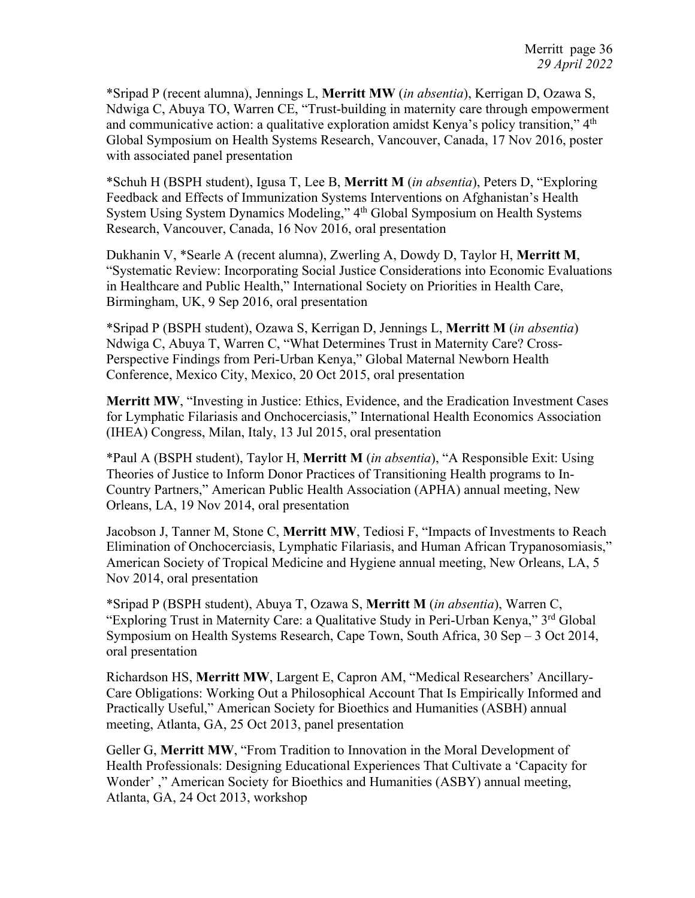*Sripad P (recent alumna), Jennings L, **Merritt MW** (*in absentia*), Kerrigan D, Ozawa S, Ndwiga C, Abuya TO, Warren CE, "Trust-building in maternity care through empowerment and communicative action: a qualitative exploration amidst Kenya's policy transition," 4th Global Symposium on Health Systems Research, Vancouver, Canada, 17 Nov 2016, poster with associated panel presentation

*Schuh H (BSPH student), Igusa T, Lee B, **Merritt M** (*in absentia*), Peters D, "Exploring Feedback and Effects of Immunization Systems Interventions on Afghanistan's Health System Using System Dynamics Modeling," 4th Global Symposium on Health Systems Research, Vancouver, Canada, 16 Nov 2016, oral presentation

Dukhanin V, *Searle A (recent alumna), Zwerling A, Dowdy D, Taylor H, **Merritt M**, "Systematic Review: Incorporating Social Justice Considerations into Economic Evaluations in Healthcare and Public Health," International Society on Priorities in Health Care, Birmingham, UK, 9 Sep 2016, oral presentation

*Sripad P (BSPH student), Ozawa S, Kerrigan D, Jennings L, **Merritt M** (*in absentia*) Ndwiga C, Abuya T, Warren C, "What Determines Trust in Maternity Care? Cross-Perspective Findings from Peri-Urban Kenya," Global Maternal Newborn Health Conference, Mexico City, Mexico, 20 Oct 2015, oral presentation

**Merritt MW**, "Investing in Justice: Ethics, Evidence, and the Eradication Investment Cases for Lymphatic Filariasis and Onchocerciasis," International Health Economics Association (IHEA) Congress, Milan, Italy, 13 Jul 2015, oral presentation

*Paul A (BSPH student), Taylor H, **Merritt M** (*in absentia*), "A Responsible Exit: Using Theories of Justice to Inform Donor Practices of Transitioning Health programs to In-Country Partners," American Public Health Association (APHA) annual meeting, New Orleans, LA, 19 Nov 2014, oral presentation

Jacobson J, Tanner M, Stone C, **Merritt MW**, Tediosi F, "Impacts of Investments to Reach Elimination of Onchocerciasis, Lymphatic Filariasis, and Human African Trypanosomiasis," American Society of Tropical Medicine and Hygiene annual meeting, New Orleans, LA, 5 Nov 2014, oral presentation

*Sripad P (BSPH student), Abuya T, Ozawa S, **Merritt M** (*in absentia*), Warren C, "Exploring Trust in Maternity Care: a Qualitative Study in Peri-Urban Kenya," 3rd Global Symposium on Health Systems Research, Cape Town, South Africa, 30 Sep – 3 Oct 2014, oral presentation

Richardson HS, **Merritt MW**, Largent E, Capron AM, "Medical Researchers' Ancillary-Care Obligations: Working Out a Philosophical Account That Is Empirically Informed and Practically Useful," American Society for Bioethics and Humanities (ASBH) annual meeting, Atlanta, GA, 25 Oct 2013, panel presentation

Geller G, **Merritt MW**, "From Tradition to Innovation in the Moral Development of Health Professionals: Designing Educational Experiences That Cultivate a 'Capacity for Wonder' ," American Society for Bioethics and Humanities (ASBY) annual meeting, Atlanta, GA, 24 Oct 2013, workshop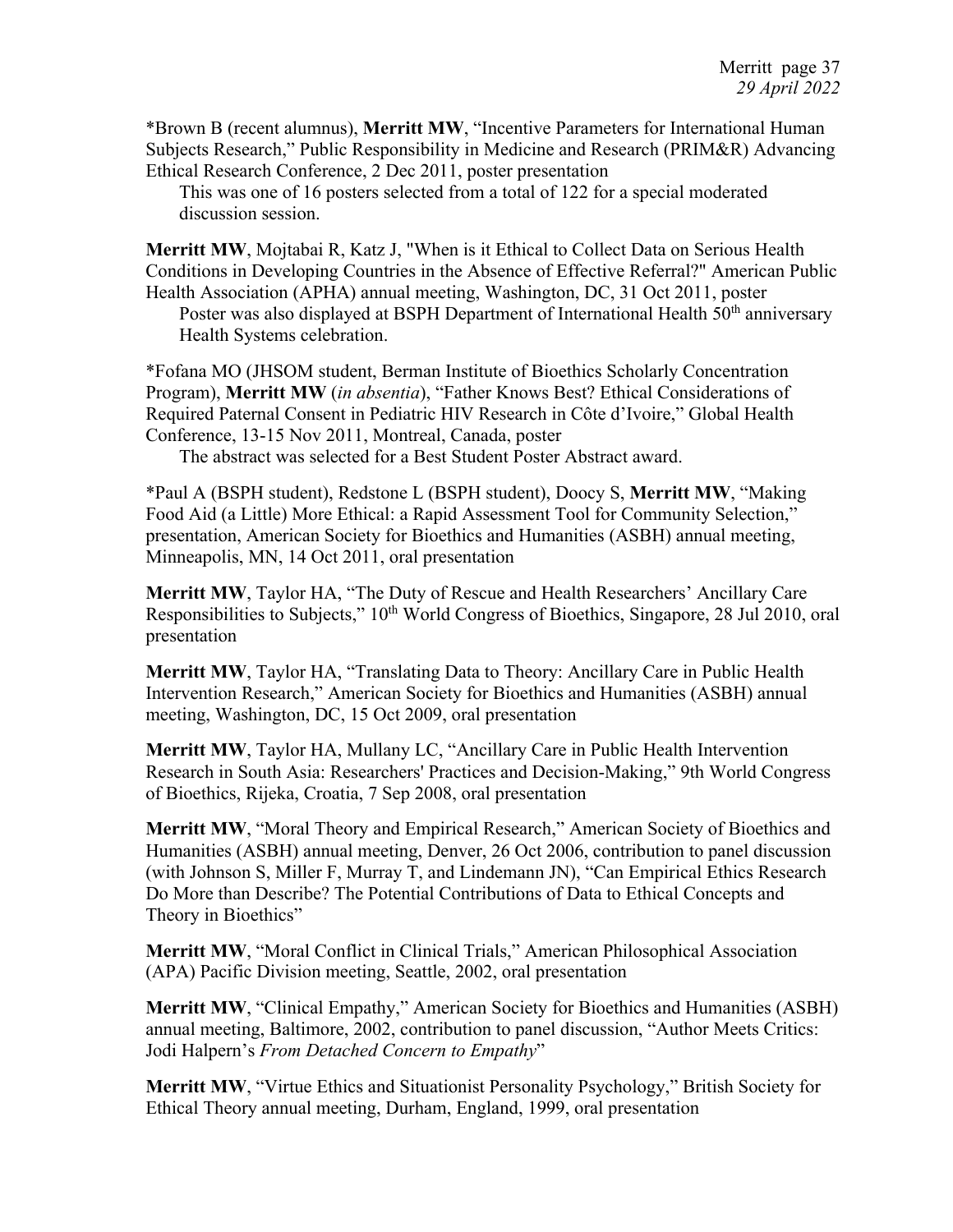*Brown B (recent alumnus), **Merritt MW**, “Incentive Parameters for International Human Subjects Research,” Public Responsibility in Medicine and Research (PRIM&R) Advancing Ethical Research Conference, 2 Dec 2011, poster presentation

This was one of 16 posters selected from a total of 122 for a special moderated discussion session.

**Merritt MW**, Mojtabai R, Katz J, "When is it Ethical to Collect Data on Serious Health Conditions in Developing Countries in the Absence of Effective Referral?" American Public Health Association (APHA) annual meeting, Washington, DC, 31 Oct 2011, poster

Poster was also displayed at BSPH Department of International Health 50th anniversary Health Systems celebration.

*Fofana MO (JHSOM student, Berman Institute of Bioethics Scholarly Concentration Program), **Merritt MW** (*in absentia*), “Father Knows Best? Ethical Considerations of Required Paternal Consent in Pediatric HIV Research in Côte d’Ivoire,” Global Health Conference, 13-15 Nov 2011, Montreal, Canada, poster

The abstract was selected for a Best Student Poster Abstract award.

*Paul A (BSPH student), Redstone L (BSPH student), Doocy S, **Merritt MW**, “Making Food Aid (a Little) More Ethical: a Rapid Assessment Tool for Community Selection,” presentation, American Society for Bioethics and Humanities (ASBH) annual meeting, Minneapolis, MN, 14 Oct 2011, oral presentation

**Merritt MW**, Taylor HA, “The Duty of Rescue and Health Researchers’ Ancillary Care Responsibilities to Subjects,” 10th World Congress of Bioethics, Singapore, 28 Jul 2010, oral presentation

**Merritt MW**, Taylor HA, “Translating Data to Theory: Ancillary Care in Public Health Intervention Research,” American Society for Bioethics and Humanities (ASBH) annual meeting, Washington, DC, 15 Oct 2009, oral presentation

**Merritt MW**, Taylor HA, Mullany LC, “Ancillary Care in Public Health Intervention Research in South Asia: Researchers' Practices and Decision-Making,” 9th World Congress of Bioethics, Rijeka, Croatia, 7 Sep 2008, oral presentation

**Merritt MW**, “Moral Theory and Empirical Research,” American Society of Bioethics and Humanities (ASBH) annual meeting, Denver, 26 Oct 2006, contribution to panel discussion (with Johnson S, Miller F, Murray T, and Lindemann JN), “Can Empirical Ethics Research Do More than Describe? The Potential Contributions of Data to Ethical Concepts and Theory in Bioethics”

**Merritt MW**, “Moral Conflict in Clinical Trials,” American Philosophical Association (APA) Pacific Division meeting, Seattle, 2002, oral presentation

**Merritt MW**, “Clinical Empathy,” American Society for Bioethics and Humanities (ASBH) annual meeting, Baltimore, 2002, contribution to panel discussion, “Author Meets Critics: Jodi Halpern’s *From Detached Concern to Empathy*”

**Merritt MW**, “Virtue Ethics and Situationist Personality Psychology,” British Society for Ethical Theory annual meeting, Durham, England, 1999, oral presentation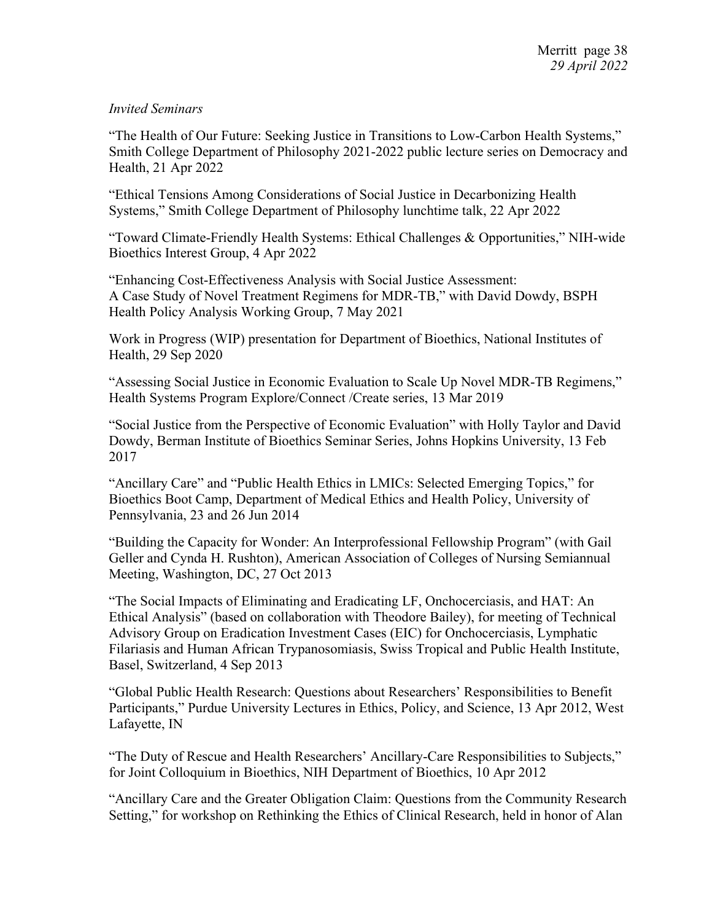*Invited Seminars*

“The Health of Our Future: Seeking Justice in Transitions to Low-Carbon Health Systems,” Smith College Department of Philosophy 2021-2022 public lecture series on Democracy and Health, 21 Apr 2022

“Ethical Tensions Among Considerations of Social Justice in Decarbonizing Health Systems,” Smith College Department of Philosophy lunchtime talk, 22 Apr 2022

“Toward Climate-Friendly Health Systems: Ethical Challenges & Opportunities,” NIH-wide Bioethics Interest Group, 4 Apr 2022

“Enhancing Cost-Effectiveness Analysis with Social Justice Assessment: A Case Study of Novel Treatment Regimens for MDR-TB,” with David Dowdy, BSPH Health Policy Analysis Working Group, 7 May 2021

Work in Progress (WIP) presentation for Department of Bioethics, National Institutes of Health, 29 Sep 2020

“Assessing Social Justice in Economic Evaluation to Scale Up Novel MDR-TB Regimens,” Health Systems Program Explore/Connect /Create series, 13 Mar 2019

“Social Justice from the Perspective of Economic Evaluation” with Holly Taylor and David Dowdy, Berman Institute of Bioethics Seminar Series, Johns Hopkins University, 13 Feb 2017

“Ancillary Care” and “Public Health Ethics in LMICs: Selected Emerging Topics,” for Bioethics Boot Camp, Department of Medical Ethics and Health Policy, University of Pennsylvania, 23 and 26 Jun 2014

“Building the Capacity for Wonder: An Interprofessional Fellowship Program” (with Gail Geller and Cynda H. Rushton), American Association of Colleges of Nursing Semiannual Meeting, Washington, DC, 27 Oct 2013

“The Social Impacts of Eliminating and Eradicating LF, Onchocerciasis, and HAT: An Ethical Analysis” (based on collaboration with Theodore Bailey), for meeting of Technical Advisory Group on Eradication Investment Cases (EIC) for Onchocerciasis, Lymphatic Filariasis and Human African Trypanosomiasis, Swiss Tropical and Public Health Institute, Basel, Switzerland, 4 Sep 2013

“Global Public Health Research: Questions about Researchers’ Responsibilities to Benefit Participants,” Purdue University Lectures in Ethics, Policy, and Science, 13 Apr 2012, West Lafayette, IN

“The Duty of Rescue and Health Researchers’ Ancillary-Care Responsibilities to Subjects,” for Joint Colloquium in Bioethics, NIH Department of Bioethics, 10 Apr 2012

“Ancillary Care and the Greater Obligation Claim: Questions from the Community Research Setting,” for workshop on Rethinking the Ethics of Clinical Research, held in honor of Alan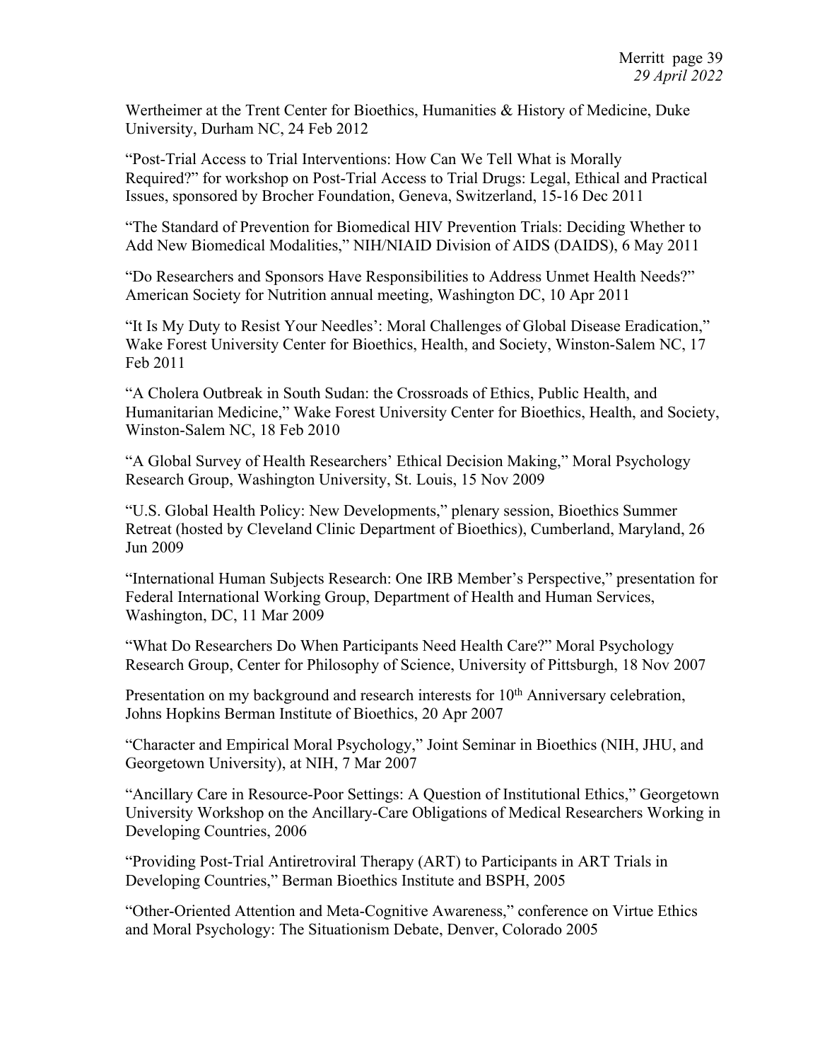Wertheimer at the Trent Center for Bioethics, Humanities & History of Medicine, Duke University, Durham NC, 24 Feb 2012

"Post-Trial Access to Trial Interventions: How Can We Tell What is Morally Required?" for workshop on Post-Trial Access to Trial Drugs: Legal, Ethical and Practical Issues, sponsored by Brocher Foundation, Geneva, Switzerland, 15-16 Dec 2011

"The Standard of Prevention for Biomedical HIV Prevention Trials: Deciding Whether to Add New Biomedical Modalities," NIH/NIAID Division of AIDS (DAIDS), 6 May 2011

"Do Researchers and Sponsors Have Responsibilities to Address Unmet Health Needs?" American Society for Nutrition annual meeting, Washington DC, 10 Apr 2011

"It Is My Duty to Resist Your Needles': Moral Challenges of Global Disease Eradication," Wake Forest University Center for Bioethics, Health, and Society, Winston-Salem NC, 17 Feb 2011

"A Cholera Outbreak in South Sudan: the Crossroads of Ethics, Public Health, and Humanitarian Medicine," Wake Forest University Center for Bioethics, Health, and Society, Winston-Salem NC, 18 Feb 2010

"A Global Survey of Health Researchers' Ethical Decision Making," Moral Psychology Research Group, Washington University, St. Louis, 15 Nov 2009

"U.S. Global Health Policy: New Developments," plenary session, Bioethics Summer Retreat (hosted by Cleveland Clinic Department of Bioethics), Cumberland, Maryland, 26 Jun 2009

"International Human Subjects Research: One IRB Member's Perspective," presentation for Federal International Working Group, Department of Health and Human Services, Washington, DC, 11 Mar 2009

"What Do Researchers Do When Participants Need Health Care?" Moral Psychology Research Group, Center for Philosophy of Science, University of Pittsburgh, 18 Nov 2007

Presentation on my background and research interests for 10th Anniversary celebration, Johns Hopkins Berman Institute of Bioethics, 20 Apr 2007

"Character and Empirical Moral Psychology," Joint Seminar in Bioethics (NIH, JHU, and Georgetown University), at NIH, 7 Mar 2007

"Ancillary Care in Resource-Poor Settings: A Question of Institutional Ethics," Georgetown University Workshop on the Ancillary-Care Obligations of Medical Researchers Working in Developing Countries, 2006

"Providing Post-Trial Antiretroviral Therapy (ART) to Participants in ART Trials in Developing Countries," Berman Bioethics Institute and BSPH, 2005

"Other-Oriented Attention and Meta-Cognitive Awareness," conference on Virtue Ethics and Moral Psychology: The Situationism Debate, Denver, Colorado 2005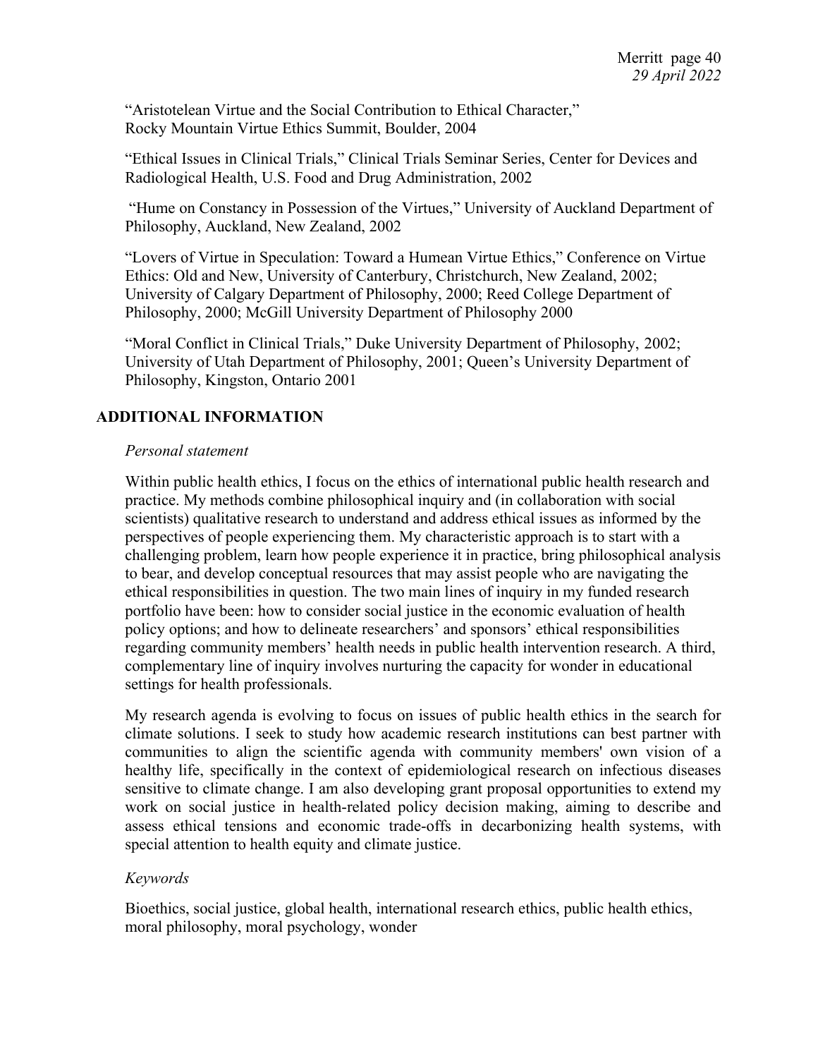"Aristotelean Virtue and the Social Contribution to Ethical Character," Rocky Mountain Virtue Ethics Summit, Boulder, 2004

"Ethical Issues in Clinical Trials," Clinical Trials Seminar Series, Center for Devices and Radiological Health, U.S. Food and Drug Administration, 2002

"Hume on Constancy in Possession of the Virtues," University of Auckland Department of Philosophy, Auckland, New Zealand, 2002

"Lovers of Virtue in Speculation: Toward a Humean Virtue Ethics," Conference on Virtue Ethics: Old and New, University of Canterbury, Christchurch, New Zealand, 2002; University of Calgary Department of Philosophy, 2000; Reed College Department of Philosophy, 2000; McGill University Department of Philosophy 2000

"Moral Conflict in Clinical Trials," Duke University Department of Philosophy, 2002; University of Utah Department of Philosophy, 2001; Queen's University Department of Philosophy, Kingston, Ontario 2001

## ADDITIONAL INFORMATION

*Personal statement*

Within public health ethics, I focus on the ethics of international public health research and practice. My methods combine philosophical inquiry and (in collaboration with social scientists) qualitative research to understand and address ethical issues as informed by the perspectives of people experiencing them. My characteristic approach is to start with a challenging problem, learn how people experience it in practice, bring philosophical analysis to bear, and develop conceptual resources that may assist people who are navigating the ethical responsibilities in question. The two main lines of inquiry in my funded research portfolio have been: how to consider social justice in the economic evaluation of health policy options; and how to delineate researchers' and sponsors' ethical responsibilities regarding community members' health needs in public health intervention research. A third, complementary line of inquiry involves nurturing the capacity for wonder in educational settings for health professionals.

My research agenda is evolving to focus on issues of public health ethics in the search for climate solutions. I seek to study how academic research institutions can best partner with communities to align the scientific agenda with community members' own vision of a healthy life, specifically in the context of epidemiological research on infectious diseases sensitive to climate change. I am also developing grant proposal opportunities to extend my work on social justice in health-related policy decision making, aiming to describe and assess ethical tensions and economic trade-offs in decarbonizing health systems, with special attention to health equity and climate justice.

*Keywords*

Bioethics, social justice, global health, international research ethics, public health ethics, moral philosophy, moral psychology, wonder